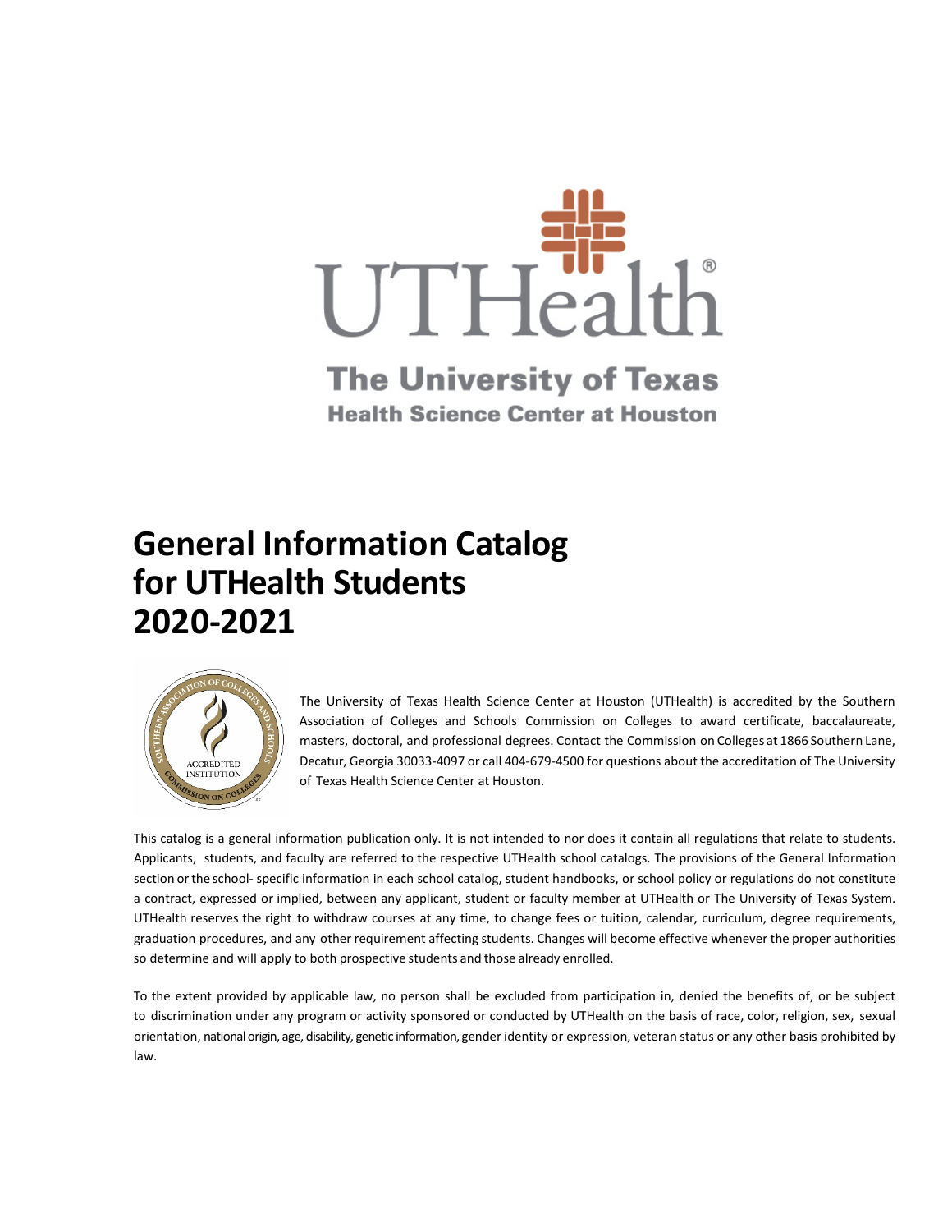UTHealth®

The University of Texas
Health Science Center at Houston

# General Information Catalog for UTHealth Students 2020-2021

The University of Texas Health Science Center at Houston (UTHealth) is accredited by the Southern Association of Colleges and Schools Commission on Colleges to award certificate, baccalaureate, masters, doctoral, and professional degrees. Contact the Commission on Colleges at 1866 Southern Lane, Decatur, Georgia 30033-4097 or call 404-679-4500 for questions about the accreditation of The University of Texas Health Science Center at Houston.

This catalog is a general information publication only. It is not intended to nor does it contain all regulations that relate to students. Applicants, students, and faculty are referred to the respective UTHealth school catalogs. The provisions of the General Information section or the school- specific information in each school catalog, student handbooks, or school policy or regulations do not constitute a contract, expressed or implied, between any applicant, student or faculty member at UTHealth or The University of Texas System. UTHealth reserves the right to withdraw courses at any time, to change fees or tuition, calendar, curriculum, degree requirements, graduation procedures, and any other requirement affecting students. Changes will become effective whenever the proper authorities so determine and will apply to both prospective students and those already enrolled.

To the extent provided by applicable law, no person shall be excluded from participation in, denied the benefits of, or be subject to discrimination under any program or activity sponsored or conducted by UTHealth on the basis of race, color, religion, sex, sexual orientation, national origin, age, disability, genetic information, gender identity or expression, veteran status or any other basis prohibited by law.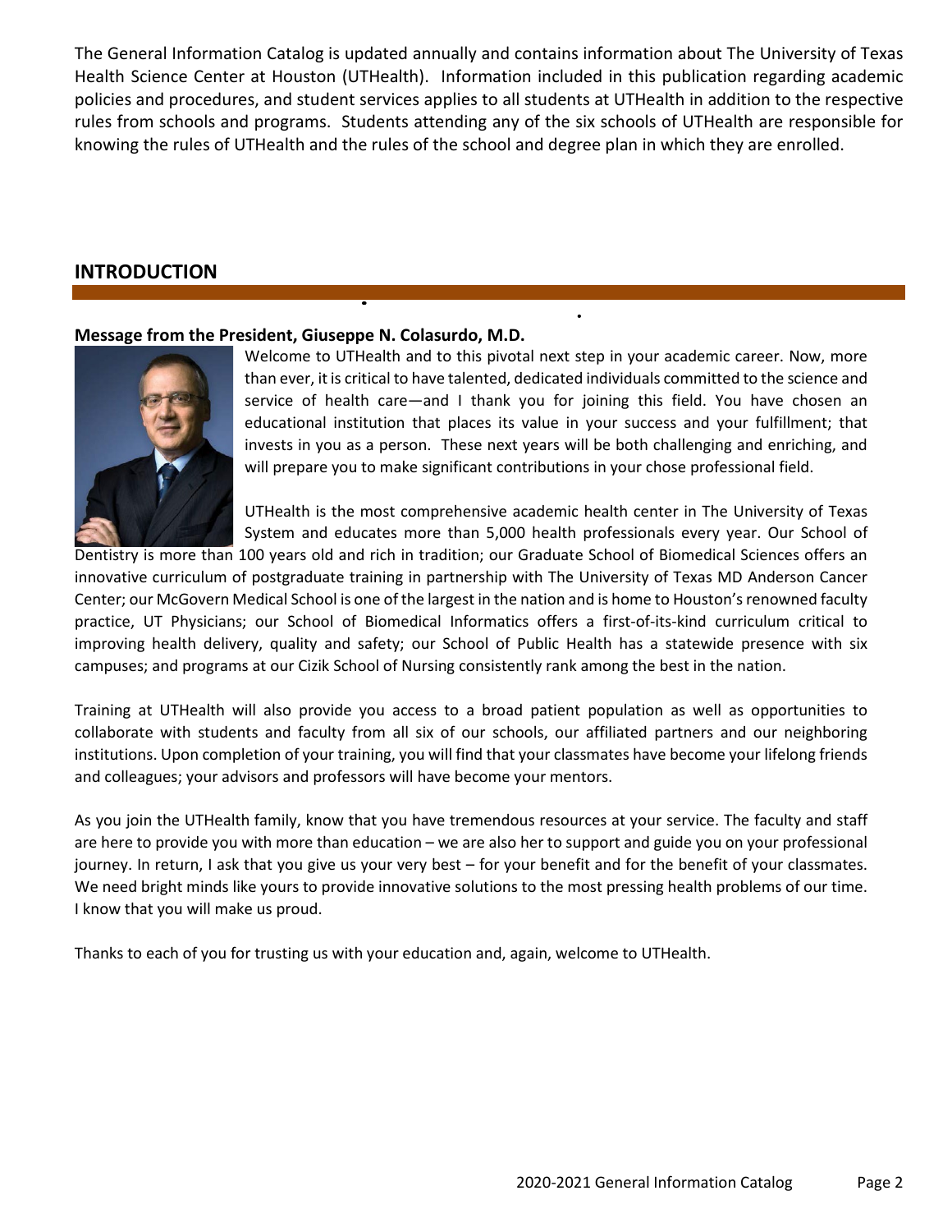The General Information Catalog is updated annually and contains information about The University of Texas Health Science Center at Houston (UTHealth). Information included in this publication regarding academic policies and procedures, and student services applies to all students at UTHealth in addition to the respective rules from schools and programs. Students attending any of the six schools of UTHealth are responsible for knowing the rules of UTHealth and the rules of the school and degree plan in which they are enrolled.

## INTRODUCTION

**Message from the President, Giuseppe N. Colasurdo, M.D.**

Welcome to UTHealth and to this pivotal next step in your academic career. Now, more than ever, it is critical to have talented, dedicated individuals committed to the science and service of health care—and I thank you for joining this field. You have chosen an educational institution that places its value in your success and your fulfillment; that invests in you as a person. These next years will be both challenging and enriching, and will prepare you to make significant contributions in your chose professional field.

UTHealth is the most comprehensive academic health center in The University of Texas System and educates more than 5,000 health professionals every year. Our School of Dentistry is more than 100 years old and rich in tradition; our Graduate School of Biomedical Sciences offers an innovative curriculum of postgraduate training in partnership with The University of Texas MD Anderson Cancer Center; our McGovern Medical School is one of the largest in the nation and is home to Houston's renowned faculty practice, UT Physicians; our School of Biomedical Informatics offers a first-of-its-kind curriculum critical to improving health delivery, quality and safety; our School of Public Health has a statewide presence with six campuses; and programs at our Cizik School of Nursing consistently rank among the best in the nation.

Training at UTHealth will also provide you access to a broad patient population as well as opportunities to collaborate with students and faculty from all six of our schools, our affiliated partners and our neighboring institutions. Upon completion of your training, you will find that your classmates have become your lifelong friends and colleagues; your advisors and professors will have become your mentors.

As you join the UTHealth family, know that you have tremendous resources at your service. The faculty and staff are here to provide you with more than education – we are also her to support and guide you on your professional journey. In return, I ask that you give us your very best – for your benefit and for the benefit of your classmates. We need bright minds like yours to provide innovative solutions to the most pressing health problems of our time. I know that you will make us proud.

Thanks to each of you for trusting us with your education and, again, welcome to UTHealth.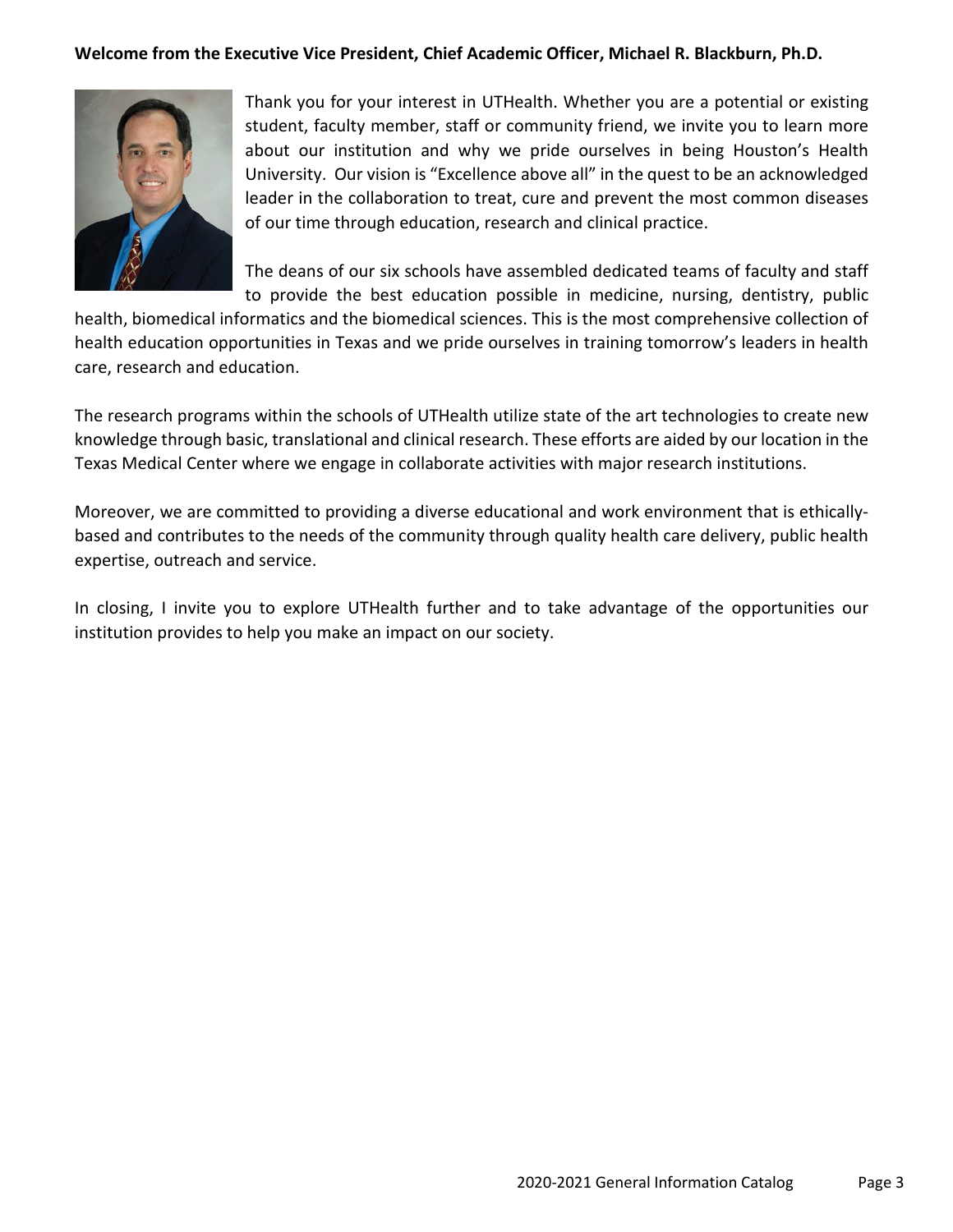**Welcome from the Executive Vice President, Chief Academic Officer, Michael R. Blackburn, Ph.D.**

Thank you for your interest in UTHealth. Whether you are a potential or existing student, faculty member, staff or community friend, we invite you to learn more about our institution and why we pride ourselves in being Houston's Health University. Our vision is "Excellence above all" in the quest to be an acknowledged leader in the collaboration to treat, cure and prevent the most common diseases of our time through education, research and clinical practice.

The deans of our six schools have assembled dedicated teams of faculty and staff to provide the best education possible in medicine, nursing, dentistry, public health, biomedical informatics and the biomedical sciences. This is the most comprehensive collection of health education opportunities in Texas and we pride ourselves in training tomorrow's leaders in health care, research and education.

The research programs within the schools of UTHealth utilize state of the art technologies to create new knowledge through basic, translational and clinical research. These efforts are aided by our location in the Texas Medical Center where we engage in collaborate activities with major research institutions.

Moreover, we are committed to providing a diverse educational and work environment that is ethically-based and contributes to the needs of the community through quality health care delivery, public health expertise, outreach and service.

In closing, I invite you to explore UTHealth further and to take advantage of the opportunities our institution provides to help you make an impact on our society.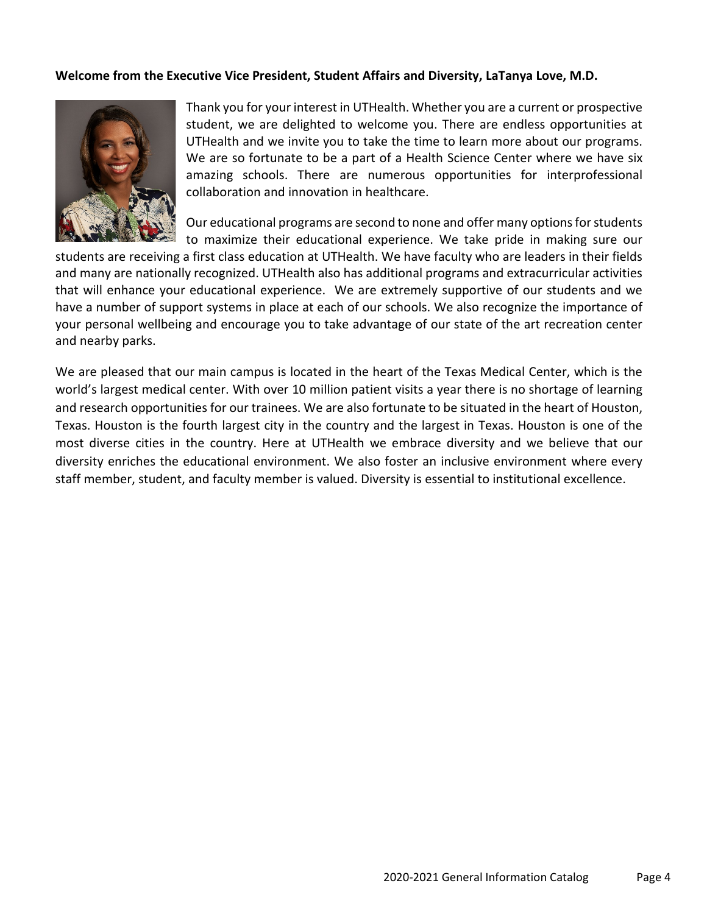**Welcome from the Executive Vice President, Student Affairs and Diversity, LaTanya Love, M.D.**

Thank you for your interest in UTHealth. Whether you are a current or prospective student, we are delighted to welcome you. There are endless opportunities at UTHealth and we invite you to take the time to learn more about our programs. We are so fortunate to be a part of a Health Science Center where we have six amazing schools. There are numerous opportunities for interprofessional collaboration and innovation in healthcare.

Our educational programs are second to none and offer many options for students to maximize their educational experience. We take pride in making sure our students are receiving a first class education at UTHealth. We have faculty who are leaders in their fields and many are nationally recognized. UTHealth also has additional programs and extracurricular activities that will enhance your educational experience. We are extremely supportive of our students and we have a number of support systems in place at each of our schools. We also recognize the importance of your personal wellbeing and encourage you to take advantage of our state of the art recreation center and nearby parks.

We are pleased that our main campus is located in the heart of the Texas Medical Center, which is the world's largest medical center. With over 10 million patient visits a year there is no shortage of learning and research opportunities for our trainees. We are also fortunate to be situated in the heart of Houston, Texas. Houston is the fourth largest city in the country and the largest in Texas. Houston is one of the most diverse cities in the country. Here at UTHealth we embrace diversity and we believe that our diversity enriches the educational environment. We also foster an inclusive environment where every staff member, student, and faculty member is valued. Diversity is essential to institutional excellence.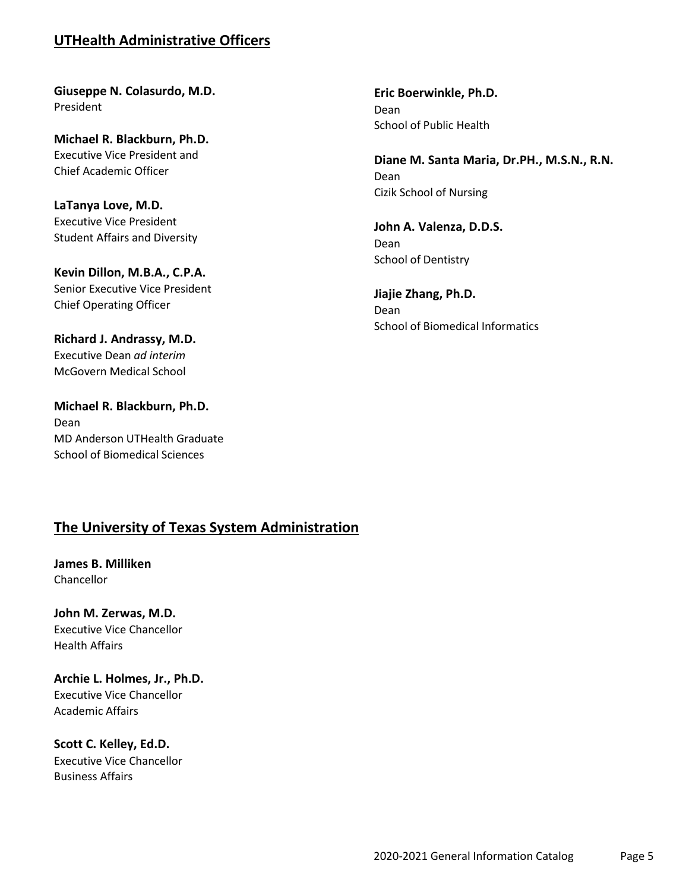## UTHealth Administrative Officers

**Giuseppe N. Colasurdo, M.D.**
President

**Michael R. Blackburn, Ph.D.**
Executive Vice President and
Chief Academic Officer

**LaTanya Love, M.D.**
Executive Vice President
Student Affairs and Diversity

**Kevin Dillon, M.B.A., C.P.A.**
Senior Executive Vice President
Chief Operating Officer

**Richard J. Andrassy, M.D.**
Executive Dean *ad interim*
McGovern Medical School

**Michael R. Blackburn, Ph.D.**
Dean
MD Anderson UTHealth Graduate
School of Biomedical Sciences

**Eric Boerwinkle, Ph.D.**
Dean
School of Public Health

**Diane M. Santa Maria, Dr.PH., M.S.N., R.N.**
Dean
Cizik School of Nursing

**John A. Valenza, D.D.S.**
Dean
School of Dentistry

**Jiajie Zhang, Ph.D.**
Dean
School of Biomedical Informatics

## The University of Texas System Administration

**James B. Milliken**
Chancellor

**John M. Zerwas, M.D.**
Executive Vice Chancellor
Health Affairs

**Archie L. Holmes, Jr., Ph.D.**
Executive Vice Chancellor
Academic Affairs

**Scott C. Kelley, Ed.D.**
Executive Vice Chancellor
Business Affairs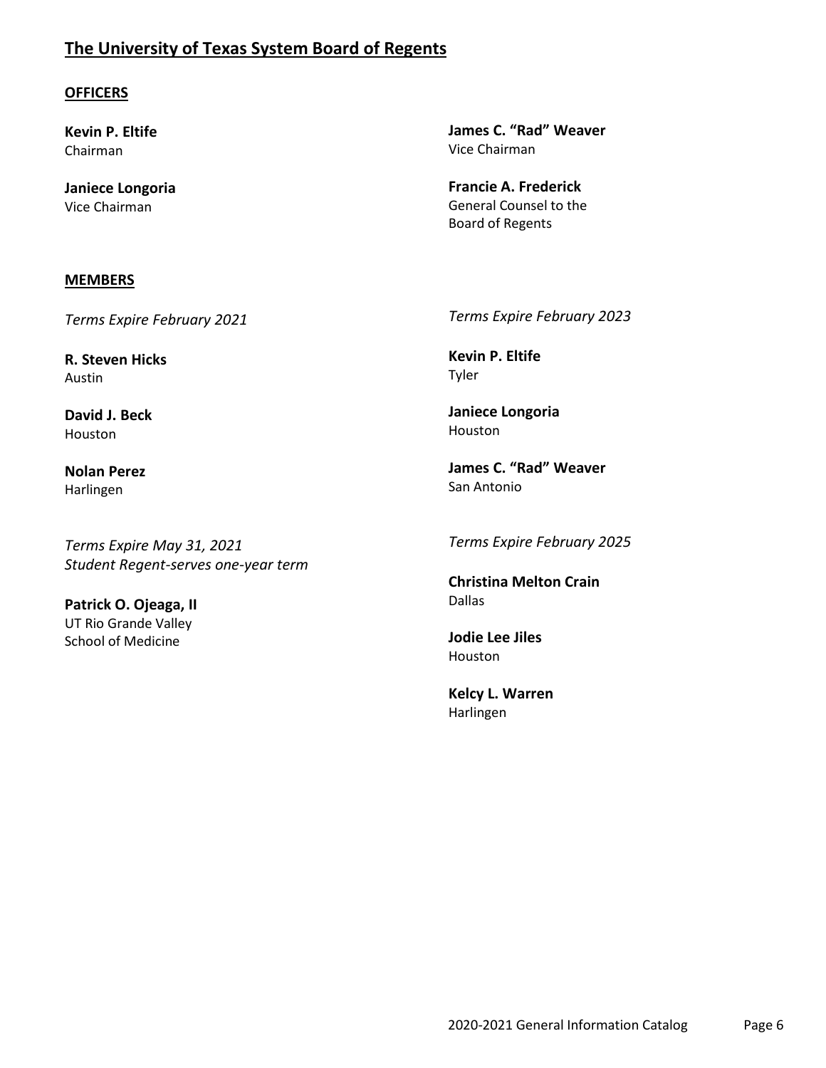## The University of Texas System Board of Regents

### OFFICERS

**Kevin P. Eltife**
Chairman

**Janiece Longoria**
Vice Chairman

**James C. "Rad" Weaver**
Vice Chairman

**Francie A. Frederick**
General Counsel to the
Board of Regents

### MEMBERS

*Terms Expire February 2021*

**R. Steven Hicks**
Austin

**David J. Beck**
Houston

**Nolan Perez**
Harlingen

*Terms Expire May 31, 2021*
*Student Regent-serves one-year term*

**Patrick O. Ojeaga, II**
UT Rio Grande Valley
School of Medicine

*Terms Expire February 2023*

**Kevin P. Eltife**
Tyler

**Janiece Longoria**
Houston

**James C. "Rad" Weaver**
San Antonio

*Terms Expire February 2025*

**Christina Melton Crain**
Dallas

**Jodie Lee Jiles**
Houston

**Kelcy L. Warren**
Harlingen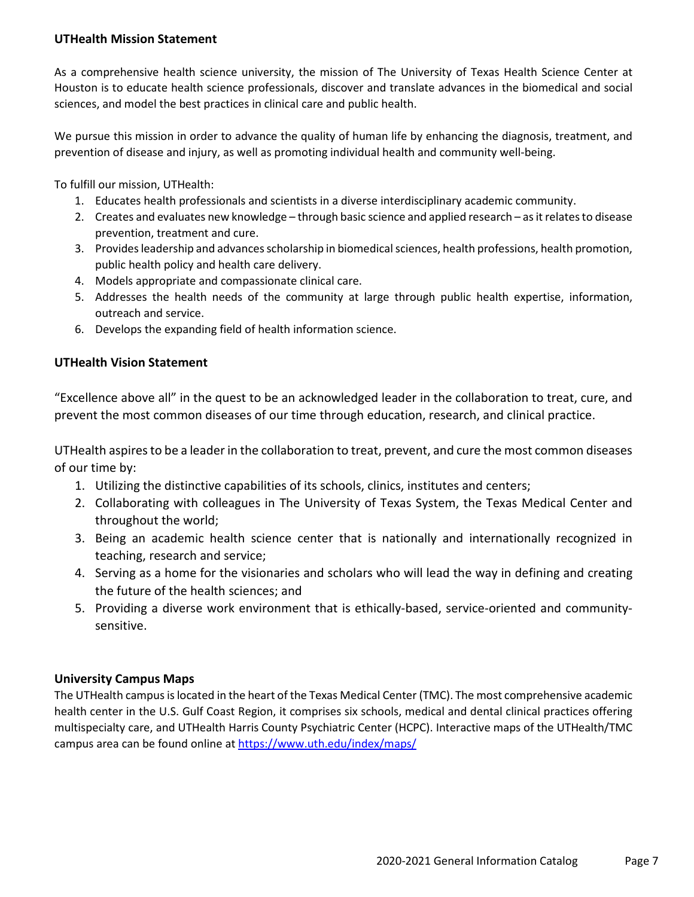## UTHealth Mission Statement

As a comprehensive health science university, the mission of The University of Texas Health Science Center at Houston is to educate health science professionals, discover and translate advances in the biomedical and social sciences, and model the best practices in clinical care and public health.

We pursue this mission in order to advance the quality of human life by enhancing the diagnosis, treatment, and prevention of disease and injury, as well as promoting individual health and community well-being.

To fulfill our mission, UTHealth:

1. Educates health professionals and scientists in a diverse interdisciplinary academic community.
2. Creates and evaluates new knowledge – through basic science and applied research – as it relates to disease prevention, treatment and cure.
3. Provides leadership and advances scholarship in biomedical sciences, health professions, health promotion, public health policy and health care delivery.
4. Models appropriate and compassionate clinical care.
5. Addresses the health needs of the community at large through public health expertise, information, outreach and service.
6. Develops the expanding field of health information science.

## UTHealth Vision Statement

"Excellence above all" in the quest to be an acknowledged leader in the collaboration to treat, cure, and prevent the most common diseases of our time through education, research, and clinical practice.

UTHealth aspires to be a leader in the collaboration to treat, prevent, and cure the most common diseases of our time by:

1. Utilizing the distinctive capabilities of its schools, clinics, institutes and centers;
2. Collaborating with colleagues in The University of Texas System, the Texas Medical Center and throughout the world;
3. Being an academic health science center that is nationally and internationally recognized in teaching, research and service;
4. Serving as a home for the visionaries and scholars who will lead the way in defining and creating the future of the health sciences; and
5. Providing a diverse work environment that is ethically-based, service-oriented and community-sensitive.

## University Campus Maps

The UTHealth campus is located in the heart of the Texas Medical Center (TMC). The most comprehensive academic health center in the U.S. Gulf Coast Region, it comprises six schools, medical and dental clinical practices offering multispecialty care, and UTHealth Harris County Psychiatric Center (HCPC). Interactive maps of the UTHealth/TMC campus area can be found online at [https://www.uth.edu/index/maps/](https://www.uth.edu/index/maps/)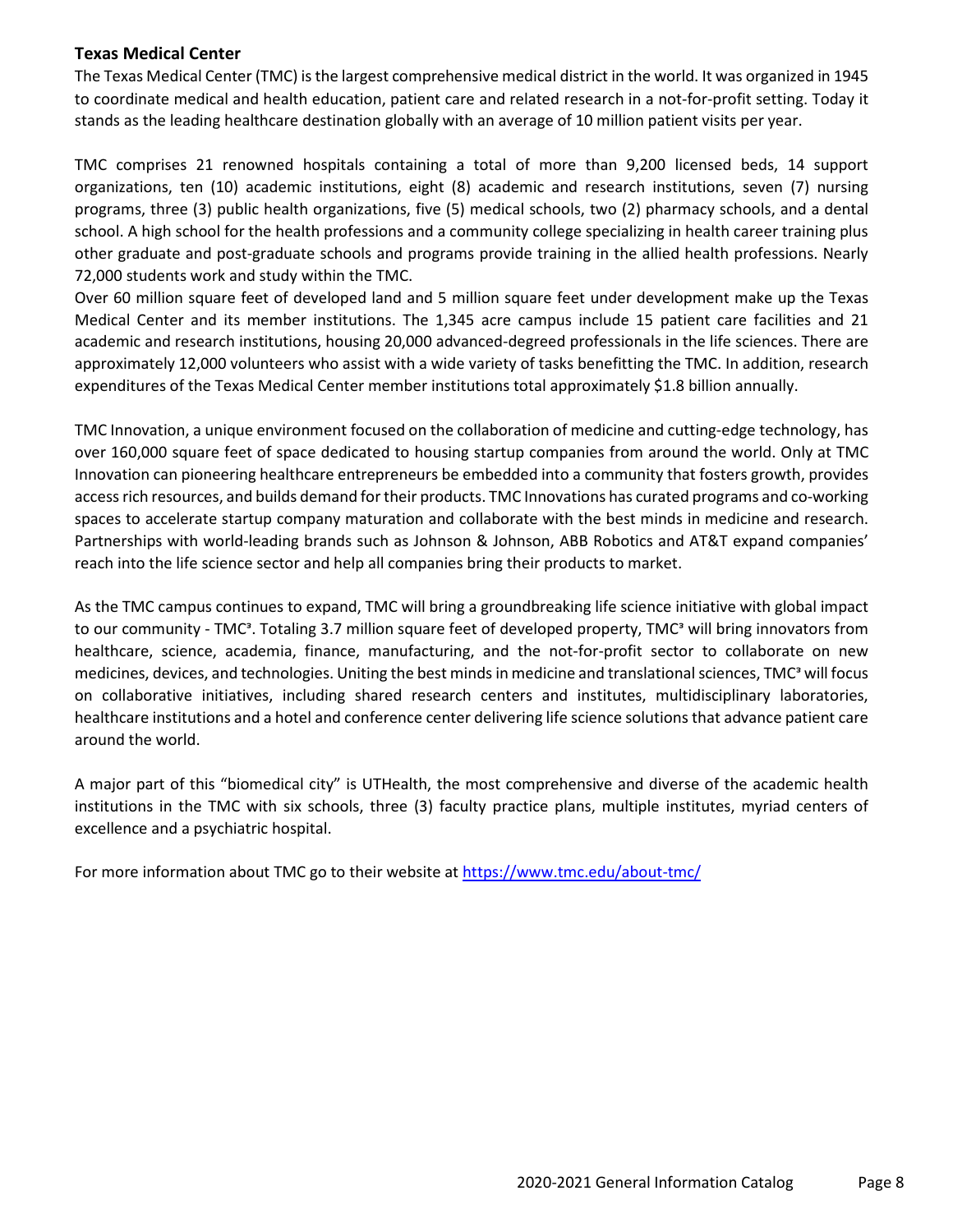### Texas Medical Center

The Texas Medical Center (TMC) is the largest comprehensive medical district in the world. It was organized in 1945 to coordinate medical and health education, patient care and related research in a not-for-profit setting. Today it stands as the leading healthcare destination globally with an average of 10 million patient visits per year.

TMC comprises 21 renowned hospitals containing a total of more than 9,200 licensed beds, 14 support organizations, ten (10) academic institutions, eight (8) academic and research institutions, seven (7) nursing programs, three (3) public health organizations, five (5) medical schools, two (2) pharmacy schools, and a dental school. A high school for the health professions and a community college specializing in health career training plus other graduate and post-graduate schools and programs provide training in the allied health professions. Nearly 72,000 students work and study within the TMC.

Over 60 million square feet of developed land and 5 million square feet under development make up the Texas Medical Center and its member institutions. The 1,345 acre campus include 15 patient care facilities and 21 academic and research institutions, housing 20,000 advanced-degreed professionals in the life sciences. There are approximately 12,000 volunteers who assist with a wide variety of tasks benefitting the TMC. In addition, research expenditures of the Texas Medical Center member institutions total approximately $1.8 billion annually.

TMC Innovation, a unique environment focused on the collaboration of medicine and cutting-edge technology, has over 160,000 square feet of space dedicated to housing startup companies from around the world. Only at TMC Innovation can pioneering healthcare entrepreneurs be embedded into a community that fosters growth, provides access rich resources, and builds demand for their products. TMC Innovations has curated programs and co-working spaces to accelerate startup company maturation and collaborate with the best minds in medicine and research. Partnerships with world-leading brands such as Johnson & Johnson, ABB Robotics and AT&T expand companies' reach into the life science sector and help all companies bring their products to market.

As the TMC campus continues to expand, TMC will bring a groundbreaking life science initiative with global impact to our community - TMC³. Totaling 3.7 million square feet of developed property, TMC³ will bring innovators from healthcare, science, academia, finance, manufacturing, and the not-for-profit sector to collaborate on new medicines, devices, and technologies. Uniting the best minds in medicine and translational sciences, TMC³ will focus on collaborative initiatives, including shared research centers and institutes, multidisciplinary laboratories, healthcare institutions and a hotel and conference center delivering life science solutions that advance patient care around the world.

A major part of this "biomedical city" is UTHealth, the most comprehensive and diverse of the academic health institutions in the TMC with six schools, three (3) faculty practice plans, multiple institutes, myriad centers of excellence and a psychiatric hospital.

For more information about TMC go to their website at [https://www.tmc.edu/about-tmc/](https://www.tmc.edu/about-tmc/)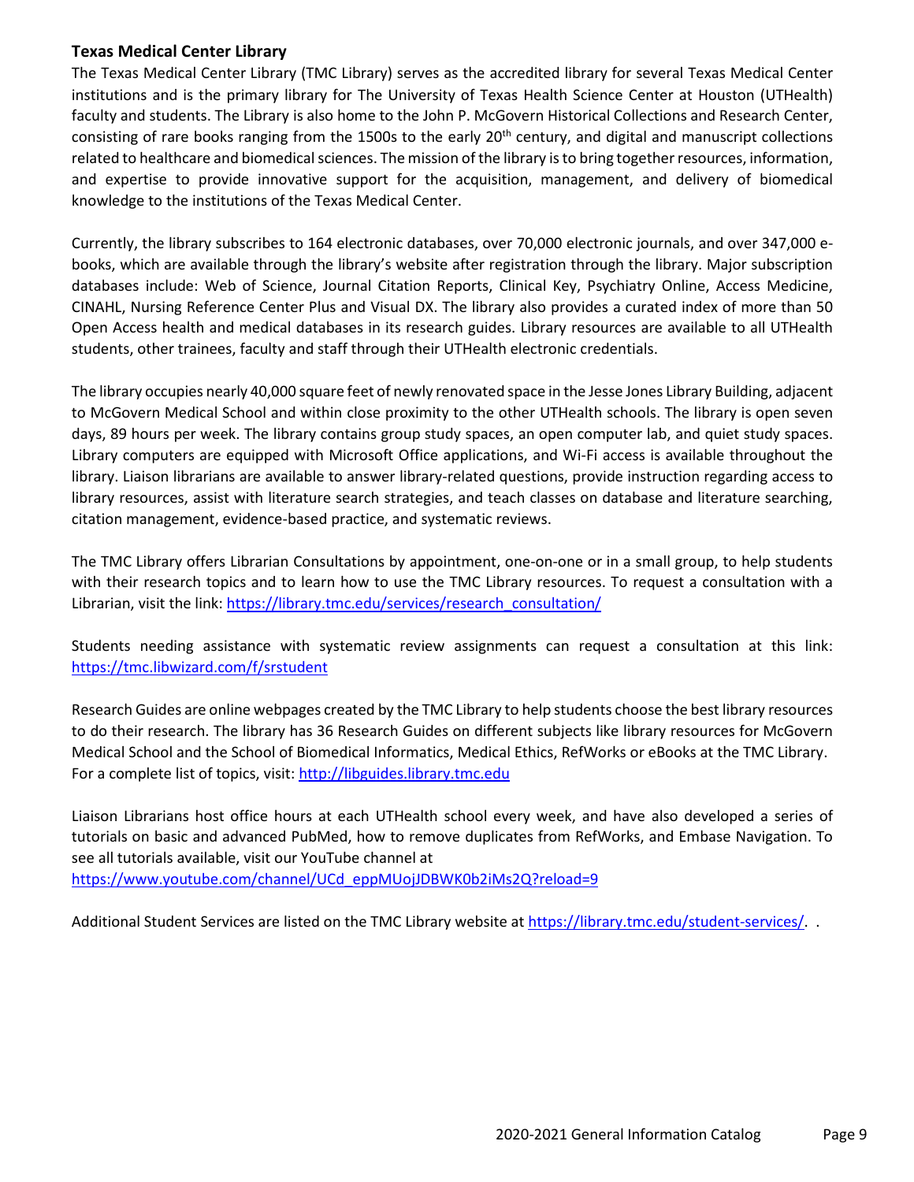### **Texas Medical Center Library**

The Texas Medical Center Library (TMC Library) serves as the accredited library for several Texas Medical Center institutions and is the primary library for The University of Texas Health Science Center at Houston (UTHealth) faculty and students. The Library is also home to the John P. McGovern Historical Collections and Research Center, consisting of rare books ranging from the 1500s to the early 20th century, and digital and manuscript collections related to healthcare and biomedical sciences. The mission of the library is to bring together resources, information, and expertise to provide innovative support for the acquisition, management, and delivery of biomedical knowledge to the institutions of the Texas Medical Center.

Currently, the library subscribes to 164 electronic databases, over 70,000 electronic journals, and over 347,000 e-books, which are available through the library's website after registration through the library. Major subscription databases include: Web of Science, Journal Citation Reports, Clinical Key, Psychiatry Online, Access Medicine, CINAHL, Nursing Reference Center Plus and Visual DX. The library also provides a curated index of more than 50 Open Access health and medical databases in its research guides. Library resources are available to all UTHealth students, other trainees, faculty and staff through their UTHealth electronic credentials.

The library occupies nearly 40,000 square feet of newly renovated space in the Jesse Jones Library Building, adjacent to McGovern Medical School and within close proximity to the other UTHealth schools. The library is open seven days, 89 hours per week. The library contains group study spaces, an open computer lab, and quiet study spaces. Library computers are equipped with Microsoft Office applications, and Wi-Fi access is available throughout the library. Liaison librarians are available to answer library-related questions, provide instruction regarding access to library resources, assist with literature search strategies, and teach classes on database and literature searching, citation management, evidence-based practice, and systematic reviews.

The TMC Library offers Librarian Consultations by appointment, one-on-one or in a small group, to help students with their research topics and to learn how to use the TMC Library resources. To request a consultation with a Librarian, visit the link: https://library.tmc.edu/services/research_consultation/

Students needing assistance with systematic review assignments can request a consultation at this link: https://tmc.libwizard.com/f/srstudent

Research Guides are online webpages created by the TMC Library to help students choose the best library resources to do their research. The library has 36 Research Guides on different subjects like library resources for McGovern Medical School and the School of Biomedical Informatics, Medical Ethics, RefWorks or eBooks at the TMC Library. For a complete list of topics, visit: http://libguides.library.tmc.edu

Liaison Librarians host office hours at each UTHealth school every week, and have also developed a series of tutorials on basic and advanced PubMed, how to remove duplicates from RefWorks, and Embase Navigation. To see all tutorials available, visit our YouTube channel at https://www.youtube.com/channel/UCd_eppMUojJDBWK0b2iMs2Q?reload=9

Additional Student Services are listed on the TMC Library website at https://library.tmc.edu/student-services/. .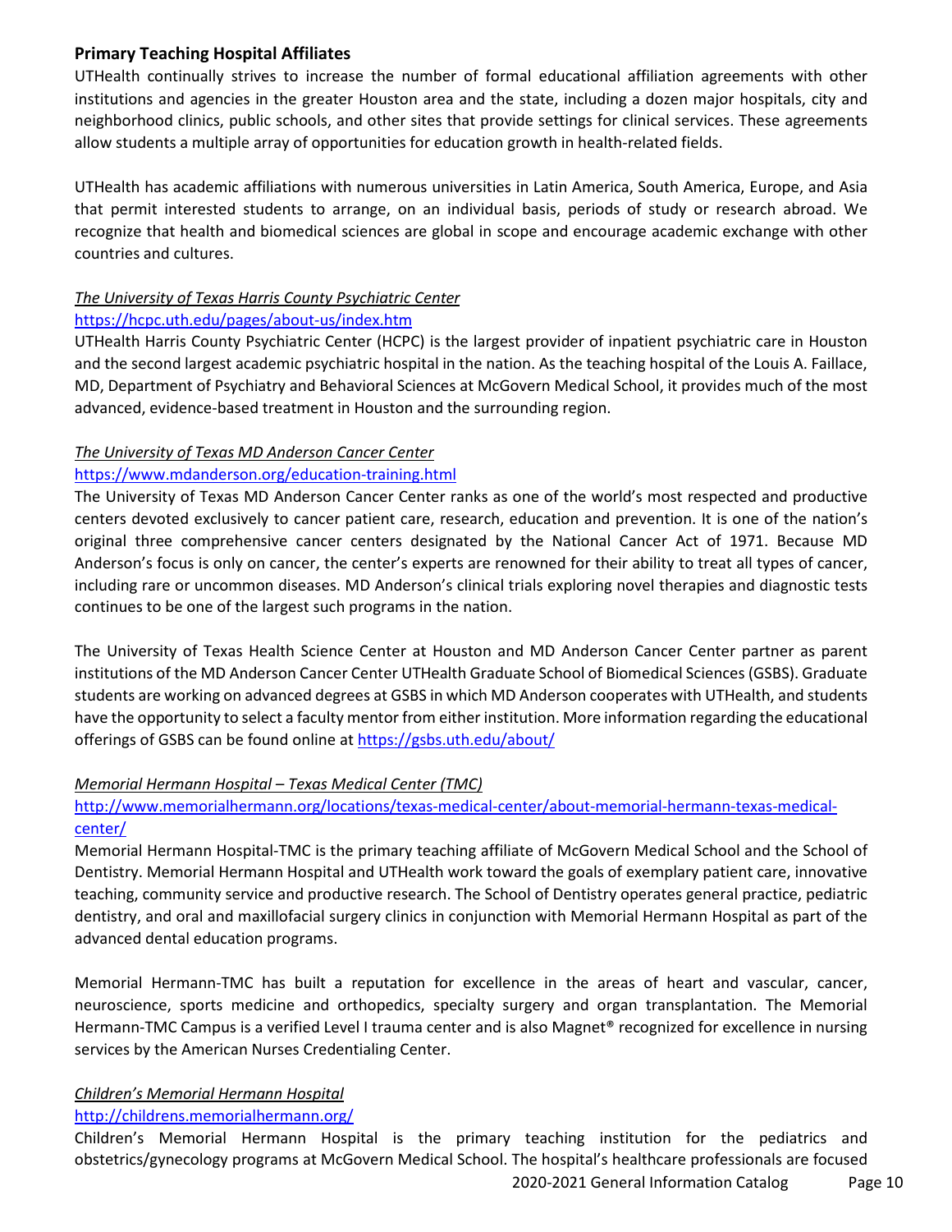### Primary Teaching Hospital Affiliates

UTHealth continually strives to increase the number of formal educational affiliation agreements with other institutions and agencies in the greater Houston area and the state, including a dozen major hospitals, city and neighborhood clinics, public schools, and other sites that provide settings for clinical services. These agreements allow students a multiple array of opportunities for education growth in health-related fields.

UTHealth has academic affiliations with numerous universities in Latin America, South America, Europe, and Asia that permit interested students to arrange, on an individual basis, periods of study or research abroad. We recognize that health and biomedical sciences are global in scope and encourage academic exchange with other countries and cultures.

*The University of Texas Harris County Psychiatric Center*

https://hcpc.uth.edu/pages/about-us/index.htm

UTHealth Harris County Psychiatric Center (HCPC) is the largest provider of inpatient psychiatric care in Houston and the second largest academic psychiatric hospital in the nation. As the teaching hospital of the Louis A. Faillace, MD, Department of Psychiatry and Behavioral Sciences at McGovern Medical School, it provides much of the most advanced, evidence-based treatment in Houston and the surrounding region.

*The University of Texas MD Anderson Cancer Center*

https://www.mdanderson.org/education-training.html

The University of Texas MD Anderson Cancer Center ranks as one of the world's most respected and productive centers devoted exclusively to cancer patient care, research, education and prevention. It is one of the nation's original three comprehensive cancer centers designated by the National Cancer Act of 1971. Because MD Anderson's focus is only on cancer, the center's experts are renowned for their ability to treat all types of cancer, including rare or uncommon diseases. MD Anderson's clinical trials exploring novel therapies and diagnostic tests continues to be one of the largest such programs in the nation.

The University of Texas Health Science Center at Houston and MD Anderson Cancer Center partner as parent institutions of the MD Anderson Cancer Center UTHealth Graduate School of Biomedical Sciences (GSBS). Graduate students are working on advanced degrees at GSBS in which MD Anderson cooperates with UTHealth, and students have the opportunity to select a faculty mentor from either institution. More information regarding the educational offerings of GSBS can be found online at https://gsbs.uth.edu/about/

*Memorial Hermann Hospital – Texas Medical Center (TMC)*

http://www.memorialhermann.org/locations/texas-medical-center/about-memorial-hermann-texas-medical-center/

Memorial Hermann Hospital-TMC is the primary teaching affiliate of McGovern Medical School and the School of Dentistry. Memorial Hermann Hospital and UTHealth work toward the goals of exemplary patient care, innovative teaching, community service and productive research. The School of Dentistry operates general practice, pediatric dentistry, and oral and maxillofacial surgery clinics in conjunction with Memorial Hermann Hospital as part of the advanced dental education programs.

Memorial Hermann-TMC has built a reputation for excellence in the areas of heart and vascular, cancer, neuroscience, sports medicine and orthopedics, specialty surgery and organ transplantation. The Memorial Hermann-TMC Campus is a verified Level I trauma center and is also Magnet® recognized for excellence in nursing services by the American Nurses Credentialing Center.

*Children's Memorial Hermann Hospital*

http://childrens.memorialhermann.org/

Children's Memorial Hermann Hospital is the primary teaching institution for the pediatrics and obstetrics/gynecology programs at McGovern Medical School. The hospital's healthcare professionals are focused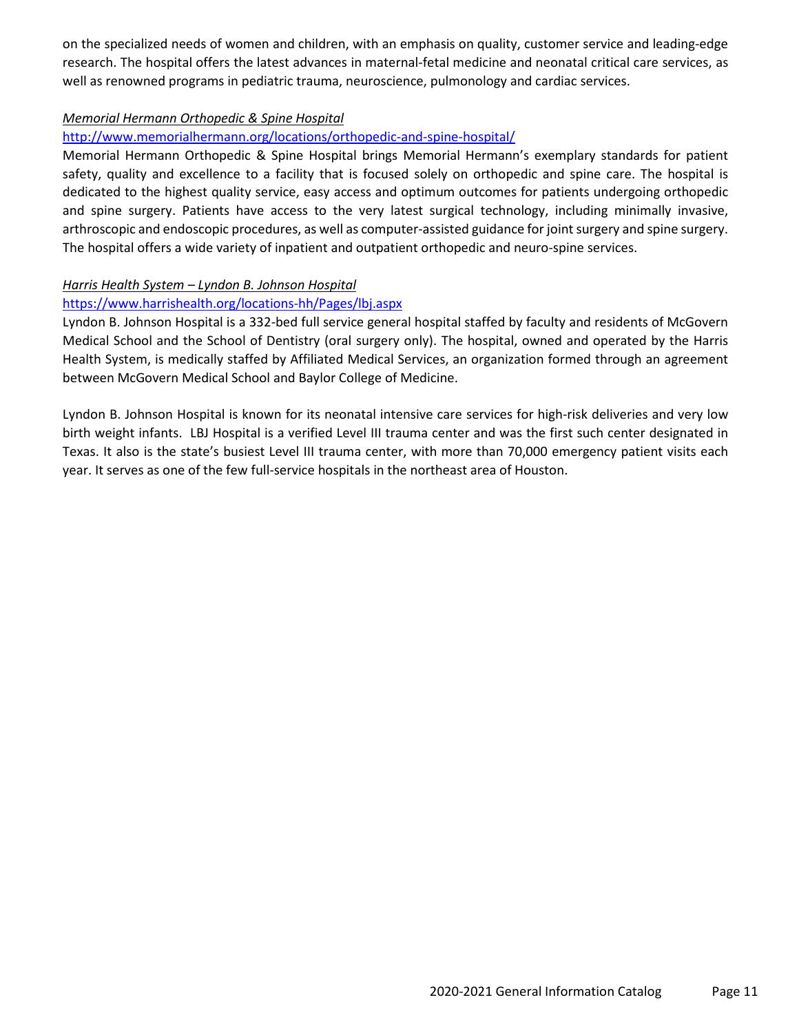on the specialized needs of women and children, with an emphasis on quality, customer service and leading-edge research. The hospital offers the latest advances in maternal-fetal medicine and neonatal critical care services, as well as renowned programs in pediatric trauma, neuroscience, pulmonology and cardiac services.

*Memorial Hermann Orthopedic & Spine Hospital*

http://www.memorialhermann.org/locations/orthopedic-and-spine-hospital/

Memorial Hermann Orthopedic & Spine Hospital brings Memorial Hermann's exemplary standards for patient safety, quality and excellence to a facility that is focused solely on orthopedic and spine care. The hospital is dedicated to the highest quality service, easy access and optimum outcomes for patients undergoing orthopedic and spine surgery. Patients have access to the very latest surgical technology, including minimally invasive, arthroscopic and endoscopic procedures, as well as computer-assisted guidance for joint surgery and spine surgery. The hospital offers a wide variety of inpatient and outpatient orthopedic and neuro-spine services.

*Harris Health System – Lyndon B. Johnson Hospital*

https://www.harrishealth.org/locations-hh/Pages/lbj.aspx

Lyndon B. Johnson Hospital is a 332-bed full service general hospital staffed by faculty and residents of McGovern Medical School and the School of Dentistry (oral surgery only). The hospital, owned and operated by the Harris Health System, is medically staffed by Affiliated Medical Services, an organization formed through an agreement between McGovern Medical School and Baylor College of Medicine.

Lyndon B. Johnson Hospital is known for its neonatal intensive care services for high-risk deliveries and very low birth weight infants. LBJ Hospital is a verified Level III trauma center and was the first such center designated in Texas. It also is the state's busiest Level III trauma center, with more than 70,000 emergency patient visits each year. It serves as one of the few full-service hospitals in the northeast area of Houston.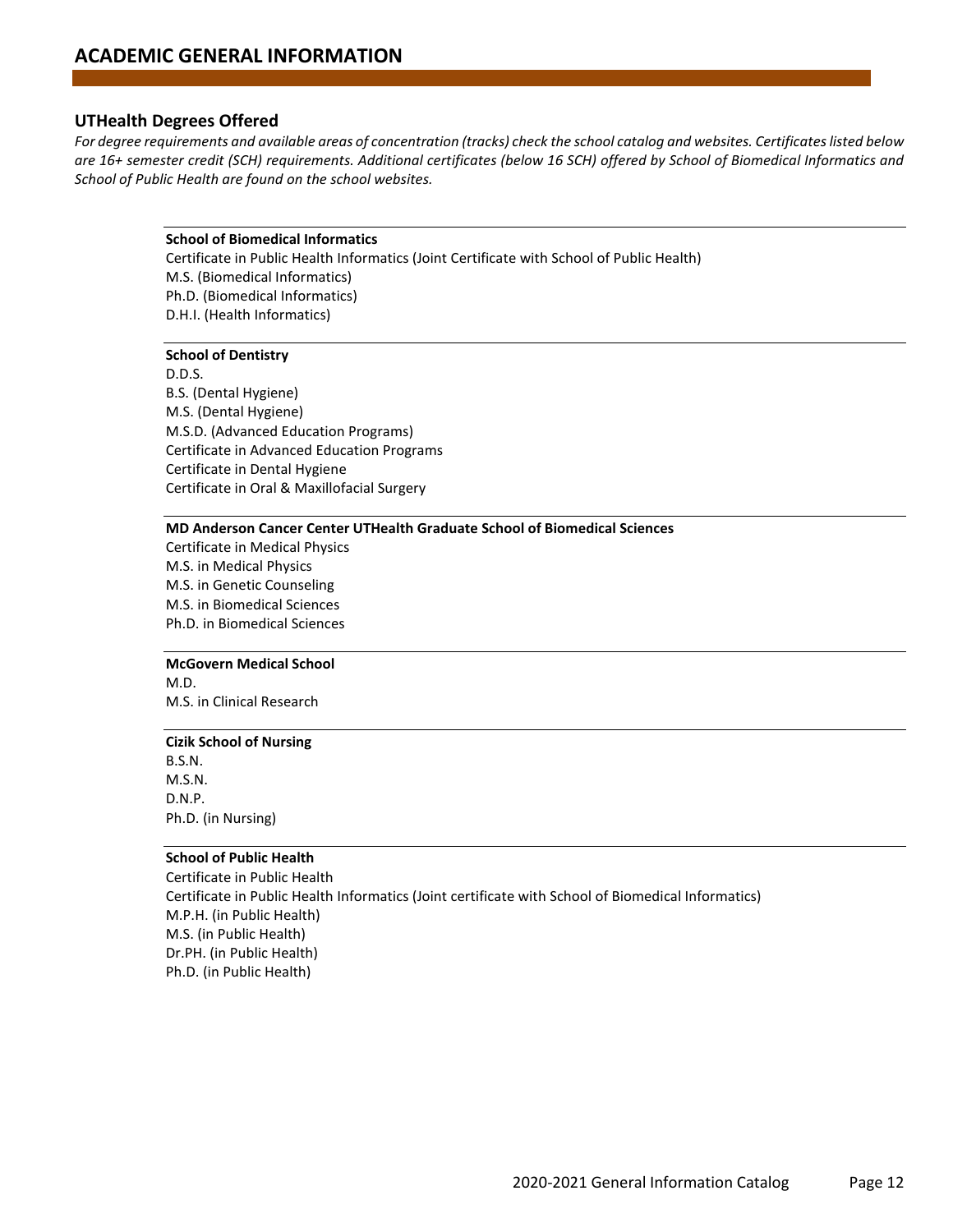# ACADEMIC GENERAL INFORMATION

## UTHealth Degrees Offered

*For degree requirements and available areas of concentration (tracks) check the school catalog and websites. Certificates listed below are 16+ semester credit (SCH) requirements. Additional certificates (below 16 SCH) offered by School of Biomedical Informatics and School of Public Health are found on the school websites.*

**School of Biomedical Informatics**

Certificate in Public Health Informatics (Joint Certificate with School of Public Health)
M.S. (Biomedical Informatics)
Ph.D. (Biomedical Informatics)
D.H.I. (Health Informatics)

**School of Dentistry**

D.D.S.
B.S. (Dental Hygiene)
M.S. (Dental Hygiene)
M.S.D. (Advanced Education Programs)
Certificate in Advanced Education Programs
Certificate in Dental Hygiene
Certificate in Oral & Maxillofacial Surgery

**MD Anderson Cancer Center UTHealth Graduate School of Biomedical Sciences**

Certificate in Medical Physics
M.S. in Medical Physics
M.S. in Genetic Counseling
M.S. in Biomedical Sciences
Ph.D. in Biomedical Sciences

**McGovern Medical School**

M.D.
M.S. in Clinical Research

**Cizik School of Nursing**

B.S.N.
M.S.N.
D.N.P.
Ph.D. (in Nursing)

**School of Public Health**

Certificate in Public Health
Certificate in Public Health Informatics (Joint certificate with School of Biomedical Informatics)
M.P.H. (in Public Health)
M.S. (in Public Health)
Dr.PH. (in Public Health)
Ph.D. (in Public Health)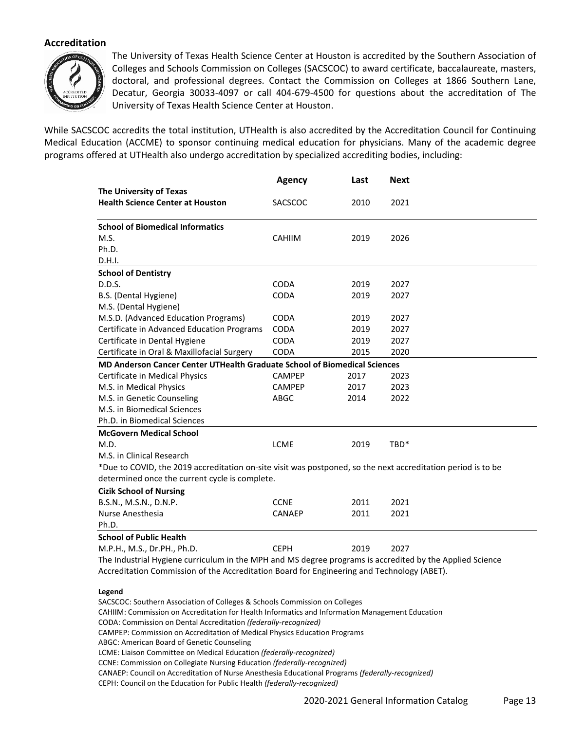## Accreditation

The University of Texas Health Science Center at Houston is accredited by the Southern Association of Colleges and Schools Commission on Colleges (SACSCOC) to award certificate, baccalaureate, masters, doctoral, and professional degrees. Contact the Commission on Colleges at 1866 Southern Lane, Decatur, Georgia 30033-4097 or call 404-679-4500 for questions about the accreditation of The University of Texas Health Science Center at Houston.

While SACSCOC accredits the total institution, UTHealth is also accredited by the Accreditation Council for Continuing Medical Education (ACCME) to sponsor continuing medical education for physicians. Many of the academic degree programs offered at UTHealth also undergo accreditation by specialized accrediting bodies, including:

| | Agency | Last | Next |
|---|---|---|---|
| **The University of Texas Health Science Center at Houston** | SACSCOC | 2010 | 2021 |
| **School of Biomedical Informatics** | | | |
| M.S. | CAHIIM | 2019 | 2026 |
| Ph.D. | | | |
| D.H.I. | | | |
| **School of Dentistry** | | | |
| D.D.S. | CODA | 2019 | 2027 |
| B.S. (Dental Hygiene) | CODA | 2019 | 2027 |
| M.S. (Dental Hygiene) | | | |
| M.S.D. (Advanced Education Programs) | CODA | 2019 | 2027 |
| Certificate in Advanced Education Programs | CODA | 2019 | 2027 |
| Certificate in Dental Hygiene | CODA | 2019 | 2027 |
| Certificate in Oral & Maxillofacial Surgery | CODA | 2015 | 2020 |
| **MD Anderson Cancer Center UTHealth Graduate School of Biomedical Sciences** | | | |
| Certificate in Medical Physics | CAMPEP | 2017 | 2023 |
| M.S. in Medical Physics | CAMPEP | 2017 | 2023 |
| M.S. in Genetic Counseling | ABGC | 2014 | 2022 |
| M.S. in Biomedical Sciences | | | |
| Ph.D. in Biomedical Sciences | | | |
| **McGovern Medical School** | | | |
| M.D. | LCME | 2019 | TBD* |
| M.S. in Clinical Research | | | |
| **Cizik School of Nursing** | | | |
| B.S.N., M.S.N., D.N.P. | CCNE | 2011 | 2021 |
| Nurse Anesthesia | CANAEP | 2011 | 2021 |
| Ph.D. | | | |
| **School of Public Health** | | | |
| M.P.H., M.S., Dr.PH., Ph.D. | CEPH | 2019 | 2027 |

*Due to COVID, the 2019 accreditation on-site visit was postponed, so the next accreditation period is to be determined once the current cycle is complete.

The Industrial Hygiene curriculum in the MPH and MS degree programs is accredited by the Applied Science Accreditation Commission of the Accreditation Board for Engineering and Technology (ABET).

**Legend**

SACSCOC: Southern Association of Colleges & Schools Commission on Colleges
CAHIIM: Commission on Accreditation for Health Informatics and Information Management Education
CODA: Commission on Dental Accreditation *(federally-recognized)*
CAMPEP: Commission on Accreditation of Medical Physics Education Programs
ABGC: American Board of Genetic Counseling
LCME: Liaison Committee on Medical Education *(federally-recognized)*
CCNE: Commission on Collegiate Nursing Education *(federally-recognized)*
CANAEP: Council on Accreditation of Nurse Anesthesia Educational Programs *(federally-recognized)*
CEPH: Council on the Education for Public Health *(federally-recognized)*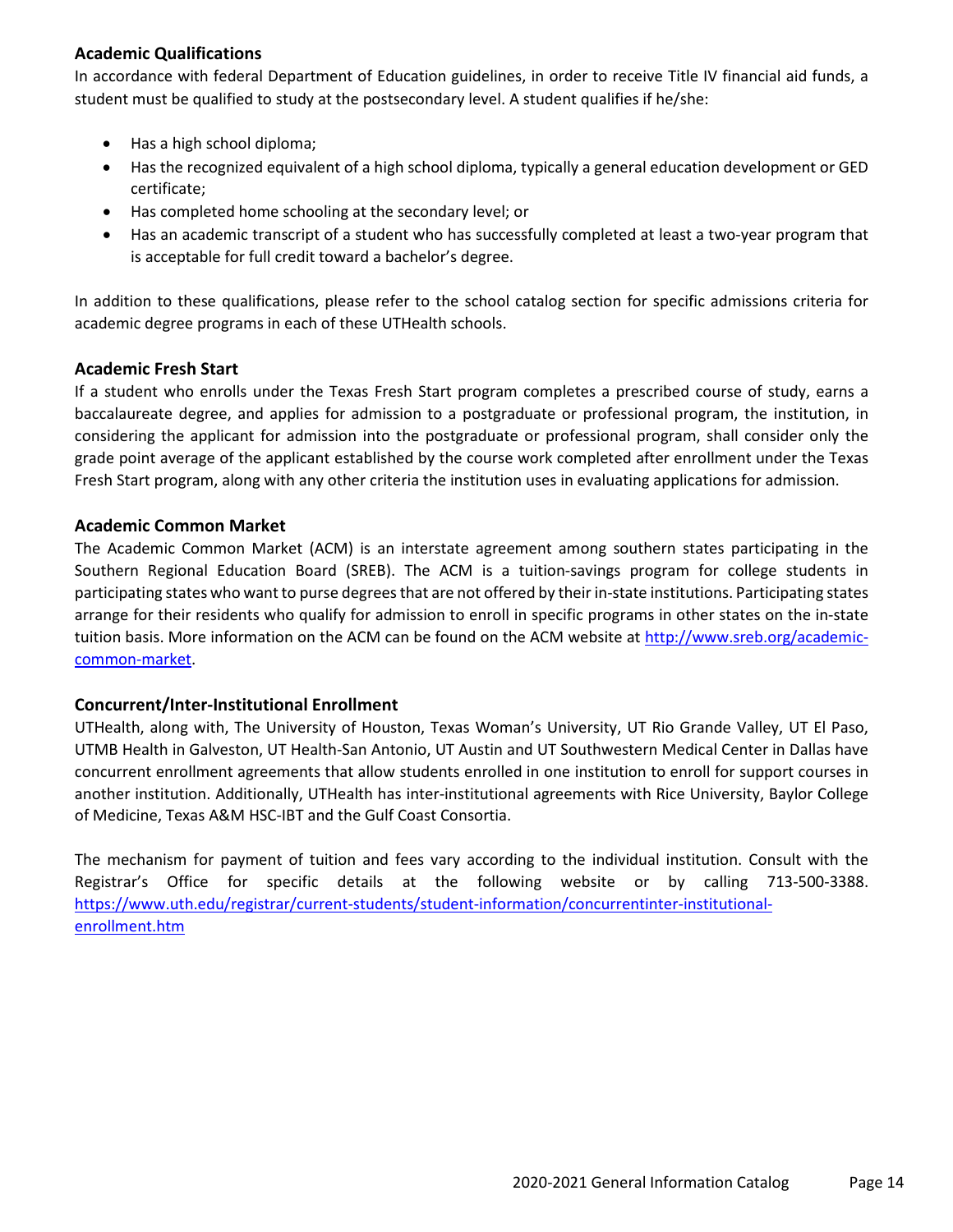### Academic Qualifications

In accordance with federal Department of Education guidelines, in order to receive Title IV financial aid funds, a student must be qualified to study at the postsecondary level. A student qualifies if he/she:

- Has a high school diploma;
- Has the recognized equivalent of a high school diploma, typically a general education development or GED certificate;
- Has completed home schooling at the secondary level; or
- Has an academic transcript of a student who has successfully completed at least a two-year program that is acceptable for full credit toward a bachelor's degree.

In addition to these qualifications, please refer to the school catalog section for specific admissions criteria for academic degree programs in each of these UTHealth schools.

### Academic Fresh Start

If a student who enrolls under the Texas Fresh Start program completes a prescribed course of study, earns a baccalaureate degree, and applies for admission to a postgraduate or professional program, the institution, in considering the applicant for admission into the postgraduate or professional program, shall consider only the grade point average of the applicant established by the course work completed after enrollment under the Texas Fresh Start program, along with any other criteria the institution uses in evaluating applications for admission.

### Academic Common Market

The Academic Common Market (ACM) is an interstate agreement among southern states participating in the Southern Regional Education Board (SREB). The ACM is a tuition-savings program for college students in participating states who want to purse degrees that are not offered by their in-state institutions. Participating states arrange for their residents who qualify for admission to enroll in specific programs in other states on the in-state tuition basis. More information on the ACM can be found on the ACM website at [http://www.sreb.org/academic-common-market](http://www.sreb.org/academic-common-market).

### Concurrent/Inter-Institutional Enrollment

UTHealth, along with, The University of Houston, Texas Woman's University, UT Rio Grande Valley, UT El Paso, UTMB Health in Galveston, UT Health-San Antonio, UT Austin and UT Southwestern Medical Center in Dallas have concurrent enrollment agreements that allow students enrolled in one institution to enroll for support courses in another institution. Additionally, UTHealth has inter-institutional agreements with Rice University, Baylor College of Medicine, Texas A&M HSC-IBT and the Gulf Coast Consortia.

The mechanism for payment of tuition and fees vary according to the individual institution. Consult with the Registrar's Office for specific details at the following website or by calling 713-500-3388. [https://www.uth.edu/registrar/current-students/student-information/concurrentinter-institutional-enrollment.htm](https://www.uth.edu/registrar/current-students/student-information/concurrentinter-institutional-enrollment.htm)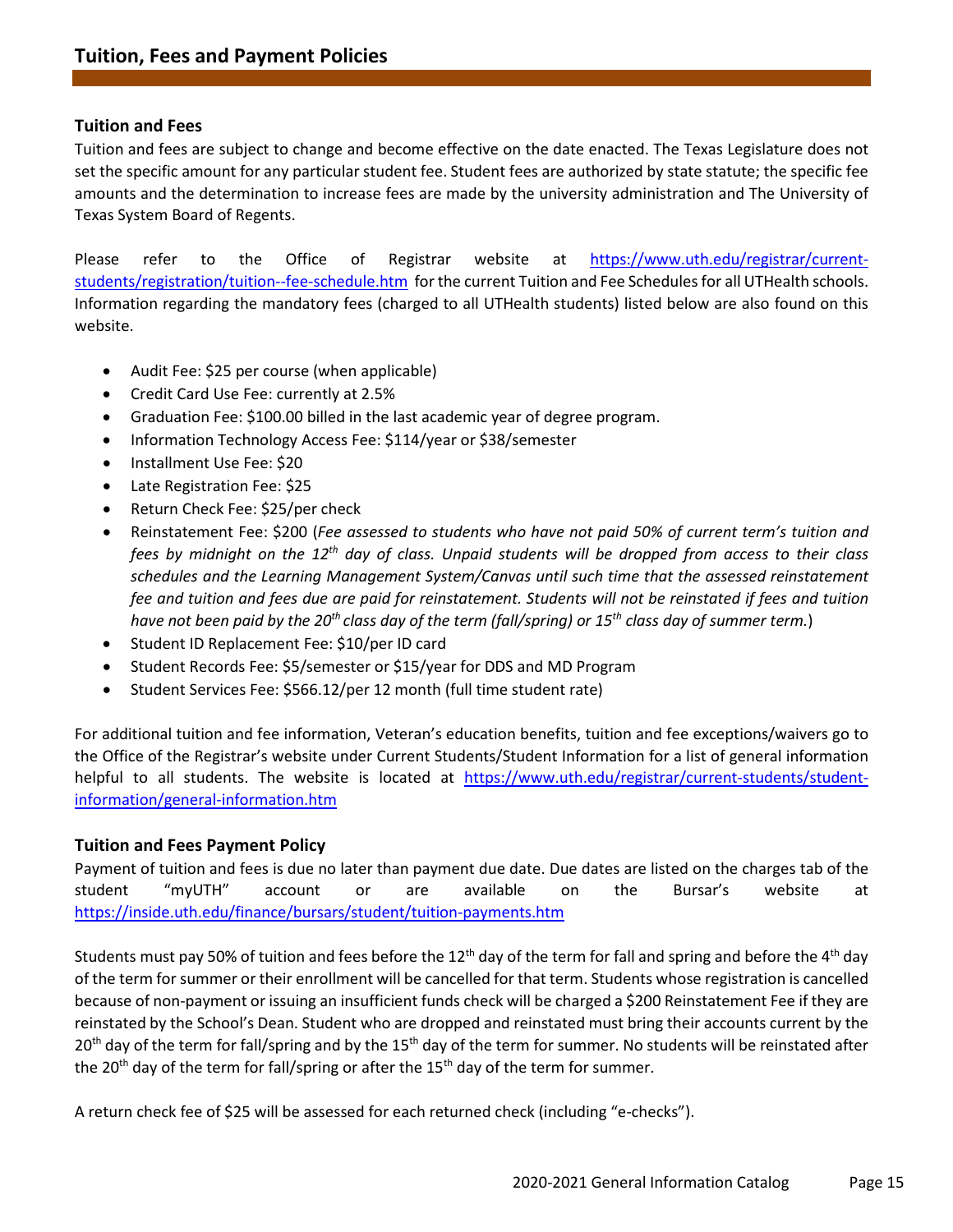# Tuition, Fees and Payment Policies

## Tuition and Fees

Tuition and fees are subject to change and become effective on the date enacted. The Texas Legislature does not set the specific amount for any particular student fee. Student fees are authorized by state statute; the specific fee amounts and the determination to increase fees are made by the university administration and The University of Texas System Board of Regents.

Please refer to the Office of Registrar website at https://www.uth.edu/registrar/current-students/registration/tuition--fee-schedule.htm for the current Tuition and Fee Schedules for all UTHealth schools. Information regarding the mandatory fees (charged to all UTHealth students) listed below are also found on this website.

- Audit Fee: $25 per course (when applicable)
- Credit Card Use Fee: currently at 2.5%
- Graduation Fee: $100.00 billed in the last academic year of degree program.
- Information Technology Access Fee: $114/year or $38/semester
- Installment Use Fee: $20
- Late Registration Fee: $25
- Return Check Fee: $25/per check
- Reinstatement Fee: $200 (*Fee assessed to students who have not paid 50% of current term's tuition and fees by midnight on the 12th day of class. Unpaid students will be dropped from access to their class schedules and the Learning Management System/Canvas until such time that the assessed reinstatement fee and tuition and fees due are paid for reinstatement. Students will not be reinstated if fees and tuition have not been paid by the 20th class day of the term (fall/spring) or 15th class day of summer term.*)
- Student ID Replacement Fee: $10/per ID card
- Student Records Fee: $5/semester or $15/year for DDS and MD Program
- Student Services Fee: $566.12/per 12 month (full time student rate)

For additional tuition and fee information, Veteran's education benefits, tuition and fee exceptions/waivers go to the Office of the Registrar's website under Current Students/Student Information for a list of general information helpful to all students. The website is located at https://www.uth.edu/registrar/current-students/student-information/general-information.htm

## Tuition and Fees Payment Policy

Payment of tuition and fees is due no later than payment due date. Due dates are listed on the charges tab of the student "myUTH" account or are available on the Bursar's website at https://inside.uth.edu/finance/bursars/student/tuition-payments.htm

Students must pay 50% of tuition and fees before the 12th day of the term for fall and spring and before the 4th day of the term for summer or their enrollment will be cancelled for that term. Students whose registration is cancelled because of non-payment or issuing an insufficient funds check will be charged a $200 Reinstatement Fee if they are reinstated by the School's Dean. Student who are dropped and reinstated must bring their accounts current by the 20th day of the term for fall/spring and by the 15th day of the term for summer. No students will be reinstated after the 20th day of the term for fall/spring or after the 15th day of the term for summer.

A return check fee of $25 will be assessed for each returned check (including "e-checks").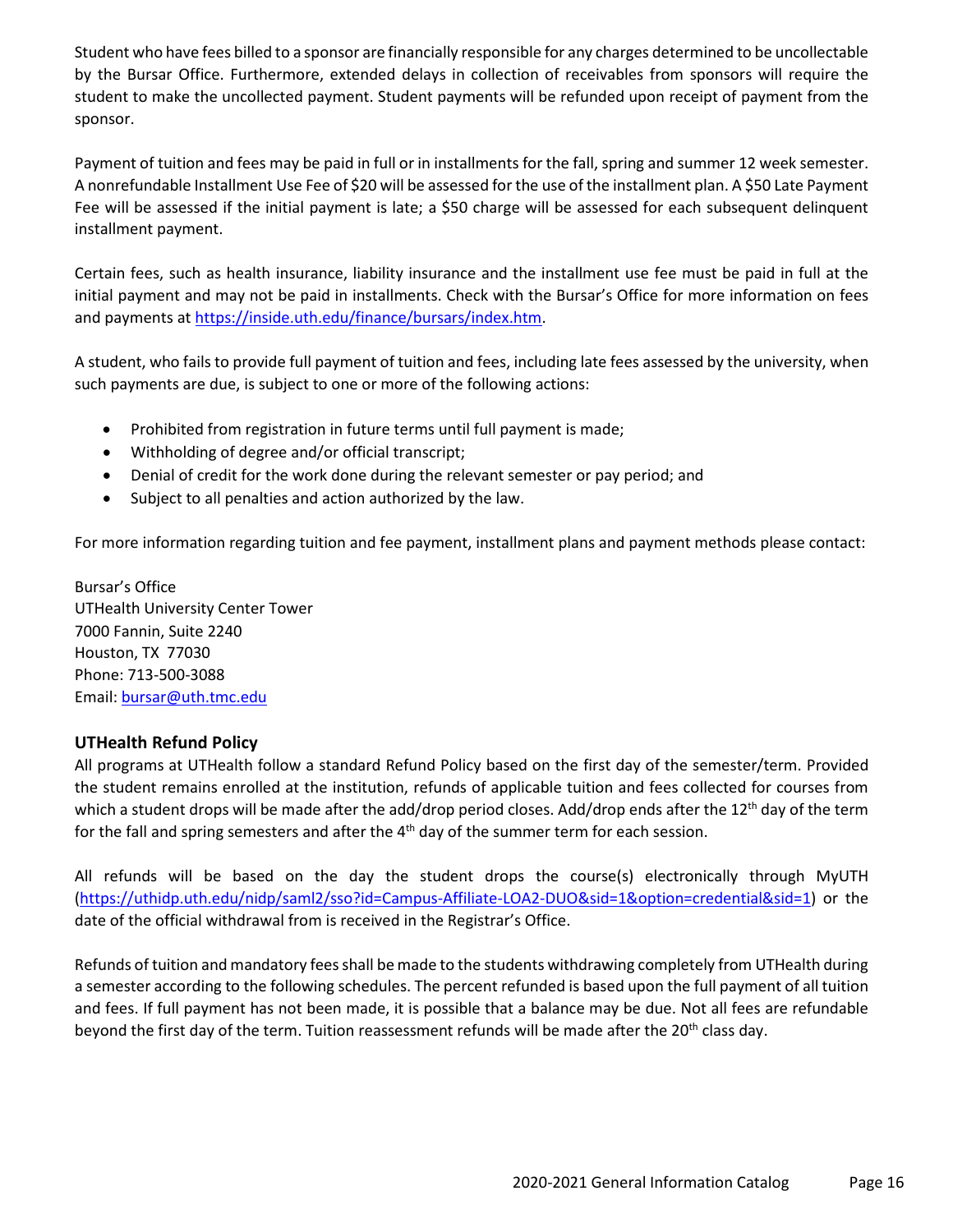Student who have fees billed to a sponsor are financially responsible for any charges determined to be uncollectable by the Bursar Office. Furthermore, extended delays in collection of receivables from sponsors will require the student to make the uncollected payment. Student payments will be refunded upon receipt of payment from the sponsor.

Payment of tuition and fees may be paid in full or in installments for the fall, spring and summer 12 week semester. A nonrefundable Installment Use Fee of $20 will be assessed for the use of the installment plan. A $50 Late Payment Fee will be assessed if the initial payment is late; a $50 charge will be assessed for each subsequent delinquent installment payment.

Certain fees, such as health insurance, liability insurance and the installment use fee must be paid in full at the initial payment and may not be paid in installments. Check with the Bursar's Office for more information on fees and payments at https://inside.uth.edu/finance/bursars/index.htm.

A student, who fails to provide full payment of tuition and fees, including late fees assessed by the university, when such payments are due, is subject to one or more of the following actions:

- Prohibited from registration in future terms until full payment is made;
- Withholding of degree and/or official transcript;
- Denial of credit for the work done during the relevant semester or pay period; and
- Subject to all penalties and action authorized by the law.

For more information regarding tuition and fee payment, installment plans and payment methods please contact:

Bursar's Office
UTHealth University Center Tower
7000 Fannin, Suite 2240
Houston, TX 77030
Phone: 713-500-3088
Email: bursar@uth.tmc.edu

### UTHealth Refund Policy

All programs at UTHealth follow a standard Refund Policy based on the first day of the semester/term. Provided the student remains enrolled at the institution, refunds of applicable tuition and fees collected for courses from which a student drops will be made after the add/drop period closes. Add/drop ends after the 12th day of the term for the fall and spring semesters and after the 4th day of the summer term for each session.

All refunds will be based on the day the student drops the course(s) electronically through MyUTH (https://uthidp.uth.edu/nidp/saml2/sso?id=Campus-Affiliate-LOA2-DUO&sid=1&option=credential&sid=1) or the date of the official withdrawal from is received in the Registrar's Office.

Refunds of tuition and mandatory fees shall be made to the students withdrawing completely from UTHealth during a semester according to the following schedules. The percent refunded is based upon the full payment of all tuition and fees. If full payment has not been made, it is possible that a balance may be due. Not all fees are refundable beyond the first day of the term. Tuition reassessment refunds will be made after the 20th class day.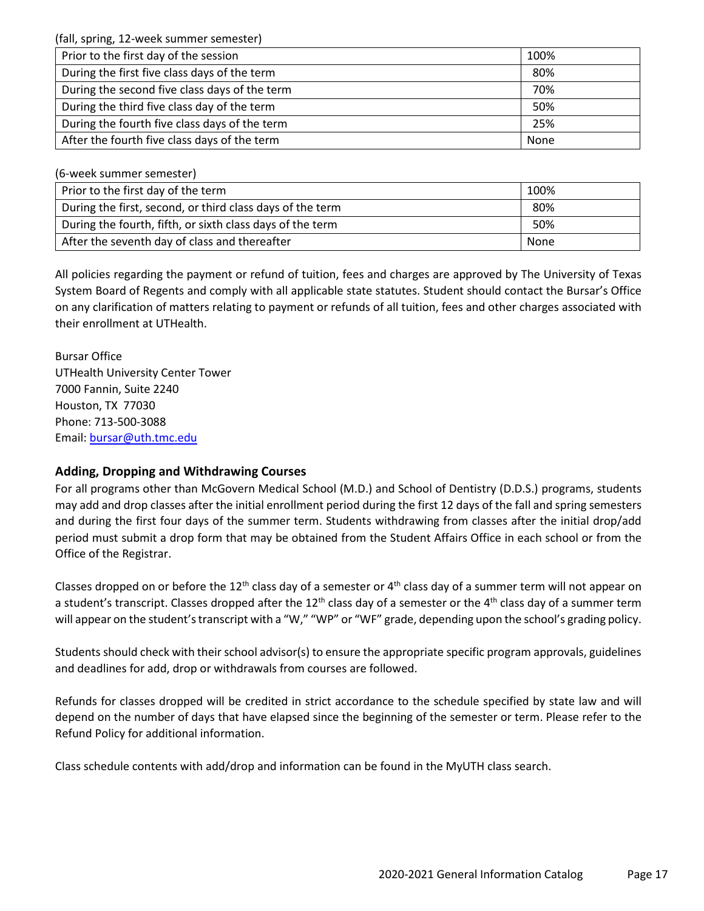(fall, spring, 12-week summer semester)

| | |
|---|---|
| Prior to the first day of the session | 100% |
| During the first five class days of the term | 80% |
| During the second five class days of the term | 70% |
| During the third five class day of the term | 50% |
| During the fourth five class days of the term | 25% |
| After the fourth five class days of the term | None |

(6-week summer semester)

| | |
|---|---|
| Prior to the first day of the term | 100% |
| During the first, second, or third class days of the term | 80% |
| During the fourth, fifth, or sixth class days of the term | 50% |
| After the seventh day of class and thereafter | None |

All policies regarding the payment or refund of tuition, fees and charges are approved by The University of Texas System Board of Regents and comply with all applicable state statutes. Student should contact the Bursar's Office on any clarification of matters relating to payment or refunds of all tuition, fees and other charges associated with their enrollment at UTHealth.

Bursar Office
UTHealth University Center Tower
7000 Fannin, Suite 2240
Houston, TX 77030
Phone: 713-500-3088
Email: bursar@uth.tmc.edu

## Adding, Dropping and Withdrawing Courses

For all programs other than McGovern Medical School (M.D.) and School of Dentistry (D.D.S.) programs, students may add and drop classes after the initial enrollment period during the first 12 days of the fall and spring semesters and during the first four days of the summer term. Students withdrawing from classes after the initial drop/add period must submit a drop form that may be obtained from the Student Affairs Office in each school or from the Office of the Registrar.

Classes dropped on or before the 12th class day of a semester or 4th class day of a summer term will not appear on a student's transcript. Classes dropped after the 12th class day of a semester or the 4th class day of a summer term will appear on the student's transcript with a "W," "WP" or "WF" grade, depending upon the school's grading policy.

Students should check with their school advisor(s) to ensure the appropriate specific program approvals, guidelines and deadlines for add, drop or withdrawals from courses are followed.

Refunds for classes dropped will be credited in strict accordance to the schedule specified by state law and will depend on the number of days that have elapsed since the beginning of the semester or term. Please refer to the Refund Policy for additional information.

Class schedule contents with add/drop and information can be found in the MyUTH class search.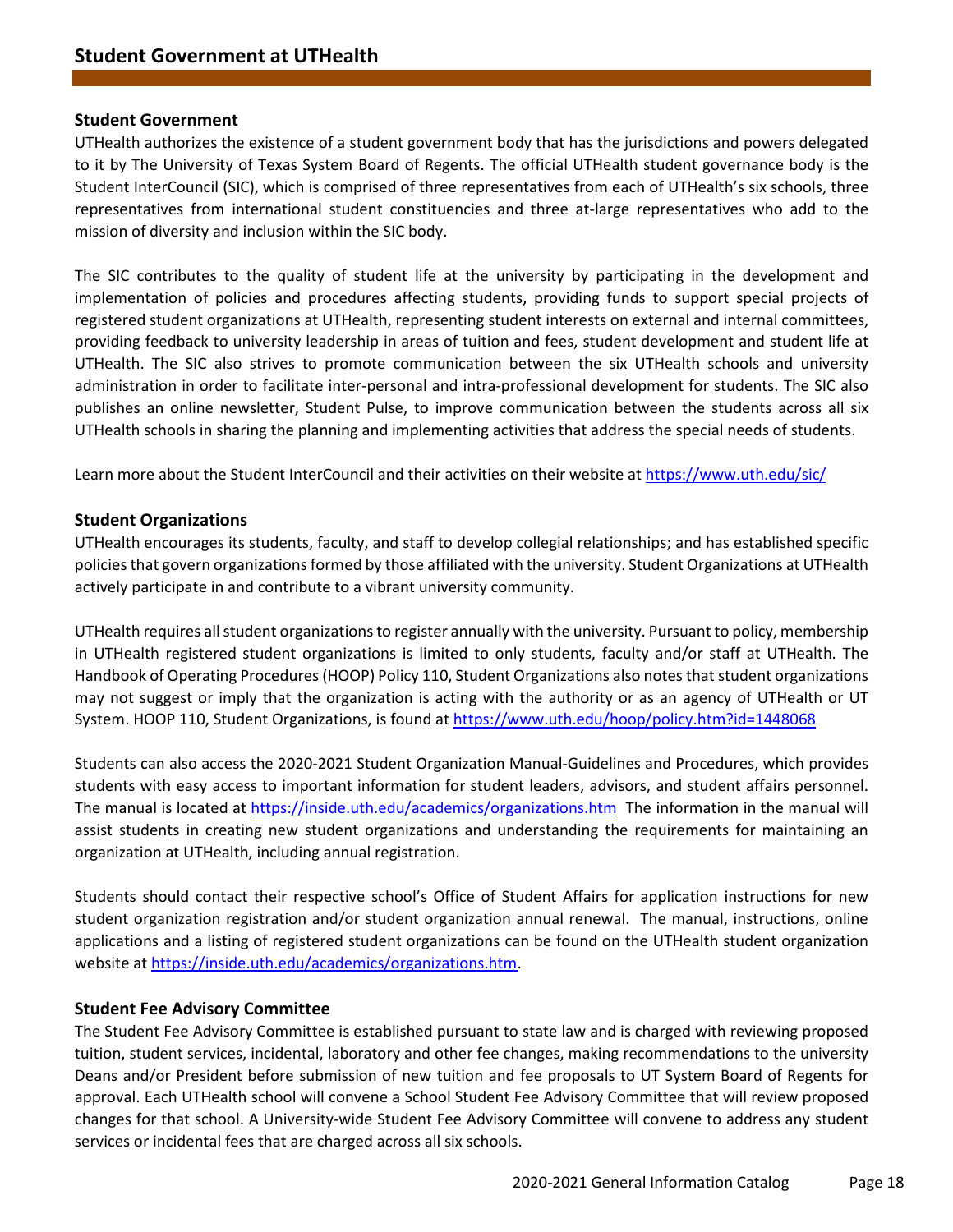# Student Government at UTHealth

## Student Government

UTHealth authorizes the existence of a student government body that has the jurisdictions and powers delegated to it by The University of Texas System Board of Regents. The official UTHealth student governance body is the Student InterCouncil (SIC), which is comprised of three representatives from each of UTHealth's six schools, three representatives from international student constituencies and three at-large representatives who add to the mission of diversity and inclusion within the SIC body.

The SIC contributes to the quality of student life at the university by participating in the development and implementation of policies and procedures affecting students, providing funds to support special projects of registered student organizations at UTHealth, representing student interests on external and internal committees, providing feedback to university leadership in areas of tuition and fees, student development and student life at UTHealth. The SIC also strives to promote communication between the six UTHealth schools and university administration in order to facilitate inter-personal and intra-professional development for students. The SIC also publishes an online newsletter, Student Pulse, to improve communication between the students across all six UTHealth schools in sharing the planning and implementing activities that address the special needs of students.

Learn more about the Student InterCouncil and their activities on their website at https://www.uth.edu/sic/

## Student Organizations

UTHealth encourages its students, faculty, and staff to develop collegial relationships; and has established specific policies that govern organizations formed by those affiliated with the university. Student Organizations at UTHealth actively participate in and contribute to a vibrant university community.

UTHealth requires all student organizations to register annually with the university. Pursuant to policy, membership in UTHealth registered student organizations is limited to only students, faculty and/or staff at UTHealth. The Handbook of Operating Procedures (HOOP) Policy 110, Student Organizations also notes that student organizations may not suggest or imply that the organization is acting with the authority or as an agency of UTHealth or UT System. HOOP 110, Student Organizations, is found at https://www.uth.edu/hoop/policy.htm?id=1448068

Students can also access the 2020-2021 Student Organization Manual-Guidelines and Procedures, which provides students with easy access to important information for student leaders, advisors, and student affairs personnel. The manual is located at https://inside.uth.edu/academics/organizations.htm The information in the manual will assist students in creating new student organizations and understanding the requirements for maintaining an organization at UTHealth, including annual registration.

Students should contact their respective school's Office of Student Affairs for application instructions for new student organization registration and/or student organization annual renewal. The manual, instructions, online applications and a listing of registered student organizations can be found on the UTHealth student organization website at https://inside.uth.edu/academics/organizations.htm.

## Student Fee Advisory Committee

The Student Fee Advisory Committee is established pursuant to state law and is charged with reviewing proposed tuition, student services, incidental, laboratory and other fee changes, making recommendations to the university Deans and/or President before submission of new tuition and fee proposals to UT System Board of Regents for approval. Each UTHealth school will convene a School Student Fee Advisory Committee that will review proposed changes for that school. A University-wide Student Fee Advisory Committee will convene to address any student services or incidental fees that are charged across all six schools.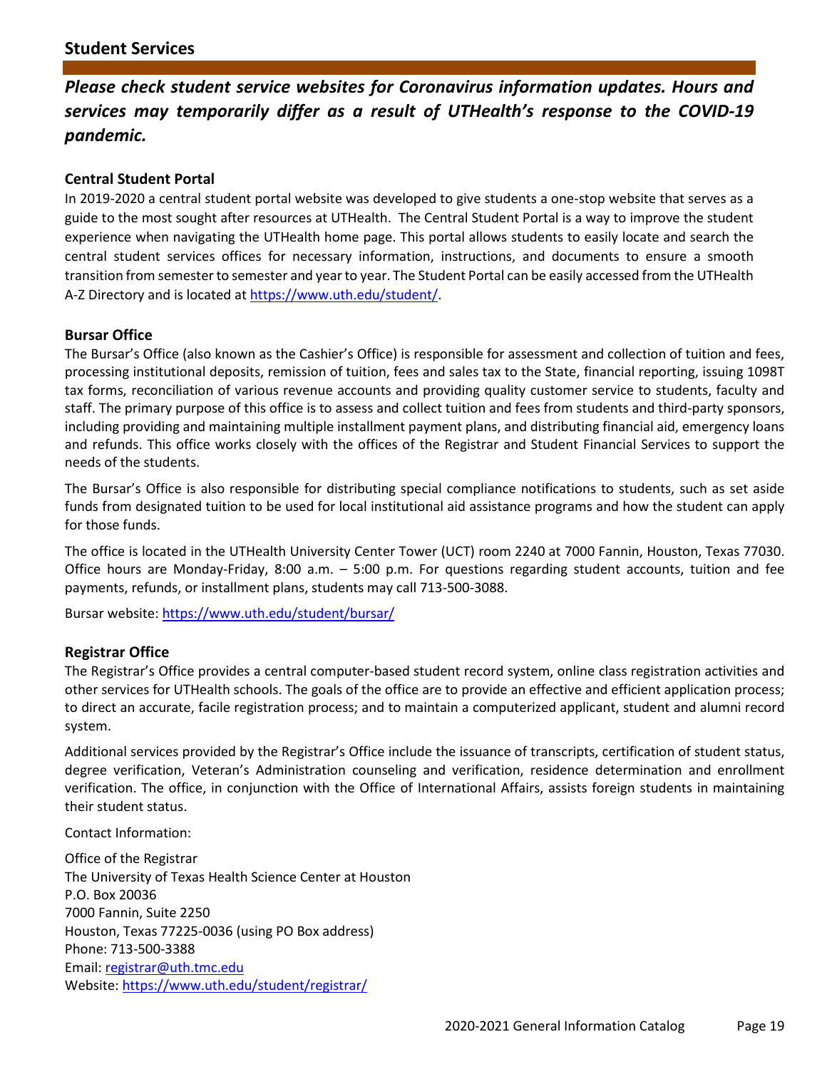## Student Services

***Please check student service websites for Coronavirus information updates. Hours and services may temporarily differ as a result of UTHealth's response to the COVID-19 pandemic.***

### Central Student Portal

In 2019-2020 a central student portal website was developed to give students a one-stop website that serves as a guide to the most sought after resources at UTHealth. The Central Student Portal is a way to improve the student experience when navigating the UTHealth home page. This portal allows students to easily locate and search the central student services offices for necessary information, instructions, and documents to ensure a smooth transition from semester to semester and year to year. The Student Portal can be easily accessed from the UTHealth A-Z Directory and is located at https://www.uth.edu/student/.

### Bursar Office

The Bursar's Office (also known as the Cashier's Office) is responsible for assessment and collection of tuition and fees, processing institutional deposits, remission of tuition, fees and sales tax to the State, financial reporting, issuing 1098T tax forms, reconciliation of various revenue accounts and providing quality customer service to students, faculty and staff. The primary purpose of this office is to assess and collect tuition and fees from students and third-party sponsors, including providing and maintaining multiple installment payment plans, and distributing financial aid, emergency loans and refunds. This office works closely with the offices of the Registrar and Student Financial Services to support the needs of the students.

The Bursar's Office is also responsible for distributing special compliance notifications to students, such as set aside funds from designated tuition to be used for local institutional aid assistance programs and how the student can apply for those funds.

The office is located in the UTHealth University Center Tower (UCT) room 2240 at 7000 Fannin, Houston, Texas 77030. Office hours are Monday-Friday, 8:00 a.m. – 5:00 p.m. For questions regarding student accounts, tuition and fee payments, refunds, or installment plans, students may call 713-500-3088.

Bursar website: https://www.uth.edu/student/bursar/

### Registrar Office

The Registrar's Office provides a central computer-based student record system, online class registration activities and other services for UTHealth schools. The goals of the office are to provide an effective and efficient application process; to direct an accurate, facile registration process; and to maintain a computerized applicant, student and alumni record system.

Additional services provided by the Registrar's Office include the issuance of transcripts, certification of student status, degree verification, Veteran's Administration counseling and verification, residence determination and enrollment verification. The office, in conjunction with the Office of International Affairs, assists foreign students in maintaining their student status.

Contact Information:

Office of the Registrar
The University of Texas Health Science Center at Houston
P.O. Box 20036
7000 Fannin, Suite 2250
Houston, Texas 77225-0036 (using PO Box address)
Phone: 713-500-3388
Email: registrar@uth.tmc.edu
Website: https://www.uth.edu/student/registrar/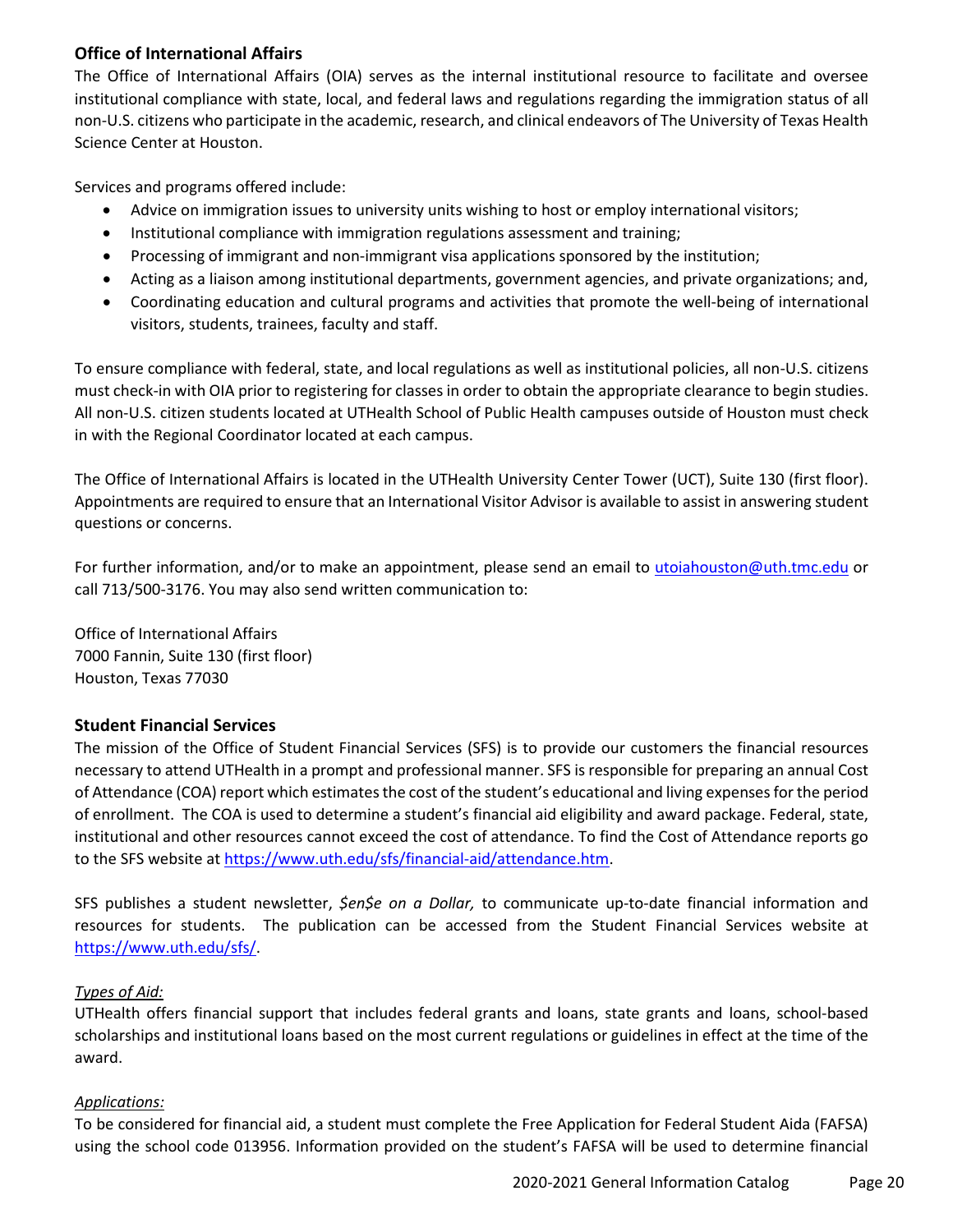## Office of International Affairs

The Office of International Affairs (OIA) serves as the internal institutional resource to facilitate and oversee institutional compliance with state, local, and federal laws and regulations regarding the immigration status of all non-U.S. citizens who participate in the academic, research, and clinical endeavors of The University of Texas Health Science Center at Houston.

Services and programs offered include:

- Advice on immigration issues to university units wishing to host or employ international visitors;
- Institutional compliance with immigration regulations assessment and training;
- Processing of immigrant and non-immigrant visa applications sponsored by the institution;
- Acting as a liaison among institutional departments, government agencies, and private organizations; and,
- Coordinating education and cultural programs and activities that promote the well-being of international visitors, students, trainees, faculty and staff.

To ensure compliance with federal, state, and local regulations as well as institutional policies, all non-U.S. citizens must check-in with OIA prior to registering for classes in order to obtain the appropriate clearance to begin studies. All non-U.S. citizen students located at UTHealth School of Public Health campuses outside of Houston must check in with the Regional Coordinator located at each campus.

The Office of International Affairs is located in the UTHealth University Center Tower (UCT), Suite 130 (first floor). Appointments are required to ensure that an International Visitor Advisor is available to assist in answering student questions or concerns.

For further information, and/or to make an appointment, please send an email to [utoiahouston@uth.tmc.edu](mailto:utoiahouston@uth.tmc.edu) or call 713/500-3176. You may also send written communication to:

Office of International Affairs  
7000 Fannin, Suite 130 (first floor)  
Houston, Texas 77030

## Student Financial Services

The mission of the Office of Student Financial Services (SFS) is to provide our customers the financial resources necessary to attend UTHealth in a prompt and professional manner. SFS is responsible for preparing an annual Cost of Attendance (COA) report which estimates the cost of the student's educational and living expenses for the period of enrollment. The COA is used to determine a student's financial aid eligibility and award package. Federal, state, institutional and other resources cannot exceed the cost of attendance. To find the Cost of Attendance reports go to the SFS website at [https://www.uth.edu/sfs/financial-aid/attendance.htm](https://www.uth.edu/sfs/financial-aid/attendance.htm).

SFS publishes a student newsletter, *$en$e on a Dollar,* to communicate up-to-date financial information and resources for students. The publication can be accessed from the Student Financial Services website at [https://www.uth.edu/sfs/](https://www.uth.edu/sfs/).

*Types of Aid:*

UTHealth offers financial support that includes federal grants and loans, state grants and loans, school-based scholarships and institutional loans based on the most current regulations or guidelines in effect at the time of the award.

*Applications:*

To be considered for financial aid, a student must complete the Free Application for Federal Student Aida (FAFSA) using the school code 013956. Information provided on the student's FAFSA will be used to determine financial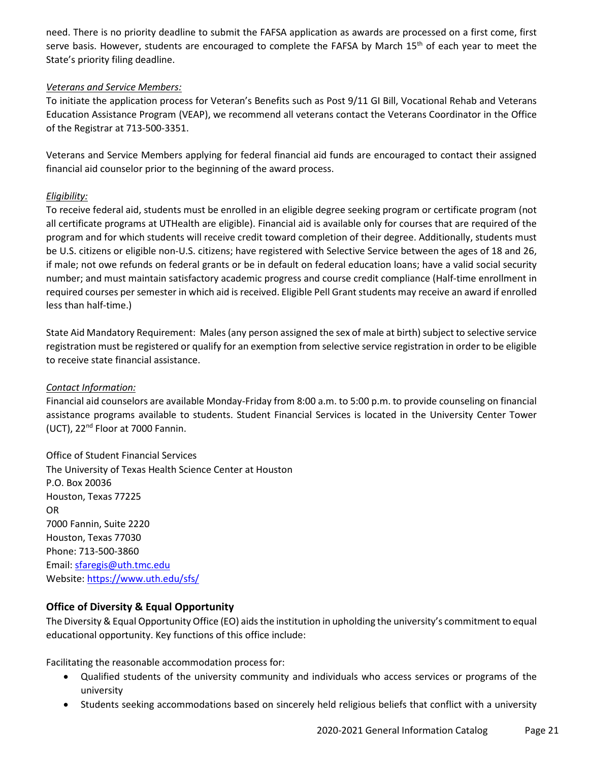need. There is no priority deadline to submit the FAFSA application as awards are processed on a first come, first serve basis. However, students are encouraged to complete the FAFSA by March 15th of each year to meet the State's priority filing deadline.

*Veterans and Service Members:*

To initiate the application process for Veteran's Benefits such as Post 9/11 GI Bill, Vocational Rehab and Veterans Education Assistance Program (VEAP), we recommend all veterans contact the Veterans Coordinator in the Office of the Registrar at 713-500-3351.

Veterans and Service Members applying for federal financial aid funds are encouraged to contact their assigned financial aid counselor prior to the beginning of the award process.

*Eligibility:*

To receive federal aid, students must be enrolled in an eligible degree seeking program or certificate program (not all certificate programs at UTHealth are eligible). Financial aid is available only for courses that are required of the program and for which students will receive credit toward completion of their degree. Additionally, students must be U.S. citizens or eligible non-U.S. citizens; have registered with Selective Service between the ages of 18 and 26, if male; not owe refunds on federal grants or be in default on federal education loans; have a valid social security number; and must maintain satisfactory academic progress and course credit compliance (Half-time enrollment in required courses per semester in which aid is received. Eligible Pell Grant students may receive an award if enrolled less than half-time.)

State Aid Mandatory Requirement: Males (any person assigned the sex of male at birth) subject to selective service registration must be registered or qualify for an exemption from selective service registration in order to be eligible to receive state financial assistance.

*Contact Information:*

Financial aid counselors are available Monday-Friday from 8:00 a.m. to 5:00 p.m. to provide counseling on financial assistance programs available to students. Student Financial Services is located in the University Center Tower (UCT), 22nd Floor at 7000 Fannin.

Office of Student Financial Services
The University of Texas Health Science Center at Houston
P.O. Box 20036
Houston, Texas 77225
OR
7000 Fannin, Suite 2220
Houston, Texas 77030
Phone: 713-500-3860
Email: sfaregis@uth.tmc.edu
Website: https://www.uth.edu/sfs/

## Office of Diversity & Equal Opportunity

The Diversity & Equal Opportunity Office (EO) aids the institution in upholding the university's commitment to equal educational opportunity. Key functions of this office include:

Facilitating the reasonable accommodation process for:

- Qualified students of the university community and individuals who access services or programs of the university
- Students seeking accommodations based on sincerely held religious beliefs that conflict with a university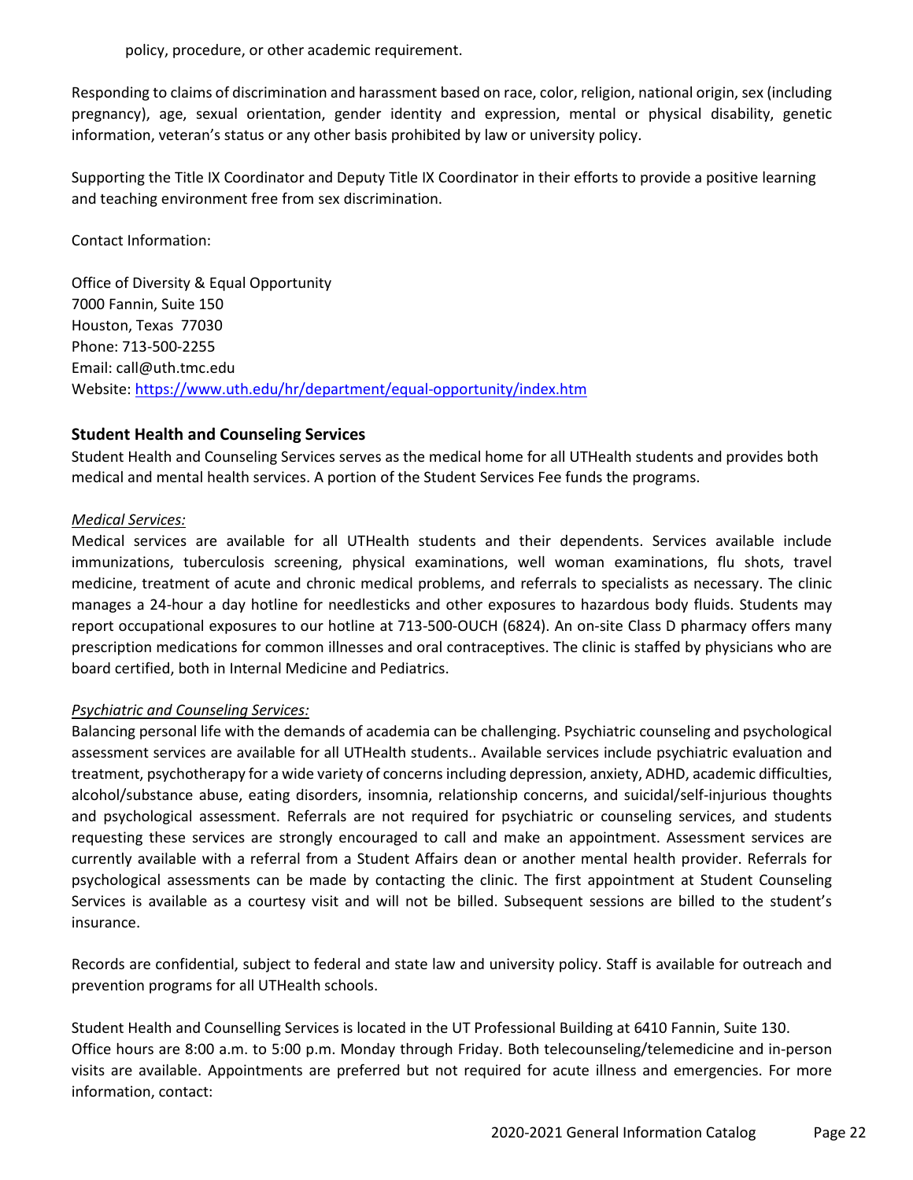policy, procedure, or other academic requirement.

Responding to claims of discrimination and harassment based on race, color, religion, national origin, sex (including pregnancy), age, sexual orientation, gender identity and expression, mental or physical disability, genetic information, veteran's status or any other basis prohibited by law or university policy.

Supporting the Title IX Coordinator and Deputy Title IX Coordinator in their efforts to provide a positive learning and teaching environment free from sex discrimination.

Contact Information:

Office of Diversity & Equal Opportunity
7000 Fannin, Suite 150
Houston, Texas 77030
Phone: 713-500-2255
Email: call@uth.tmc.edu
Website: https://www.uth.edu/hr/department/equal-opportunity/index.htm

### Student Health and Counseling Services

Student Health and Counseling Services serves as the medical home for all UTHealth students and provides both medical and mental health services. A portion of the Student Services Fee funds the programs.

*Medical Services:*

Medical services are available for all UTHealth students and their dependents. Services available include immunizations, tuberculosis screening, physical examinations, well woman examinations, flu shots, travel medicine, treatment of acute and chronic medical problems, and referrals to specialists as necessary. The clinic manages a 24-hour a day hotline for needlesticks and other exposures to hazardous body fluids. Students may report occupational exposures to our hotline at 713-500-OUCH (6824). An on-site Class D pharmacy offers many prescription medications for common illnesses and oral contraceptives. The clinic is staffed by physicians who are board certified, both in Internal Medicine and Pediatrics.

*Psychiatric and Counseling Services:*

Balancing personal life with the demands of academia can be challenging. Psychiatric counseling and psychological assessment services are available for all UTHealth students.. Available services include psychiatric evaluation and treatment, psychotherapy for a wide variety of concerns including depression, anxiety, ADHD, academic difficulties, alcohol/substance abuse, eating disorders, insomnia, relationship concerns, and suicidal/self-injurious thoughts and psychological assessment. Referrals are not required for psychiatric or counseling services, and students requesting these services are strongly encouraged to call and make an appointment. Assessment services are currently available with a referral from a Student Affairs dean or another mental health provider. Referrals for psychological assessments can be made by contacting the clinic. The first appointment at Student Counseling Services is available as a courtesy visit and will not be billed. Subsequent sessions are billed to the student's insurance.

Records are confidential, subject to federal and state law and university policy. Staff is available for outreach and prevention programs for all UTHealth schools.

Student Health and Counselling Services is located in the UT Professional Building at 6410 Fannin, Suite 130. Office hours are 8:00 a.m. to 5:00 p.m. Monday through Friday. Both telecounseling/telemedicine and in-person visits are available. Appointments are preferred but not required for acute illness and emergencies. For more information, contact: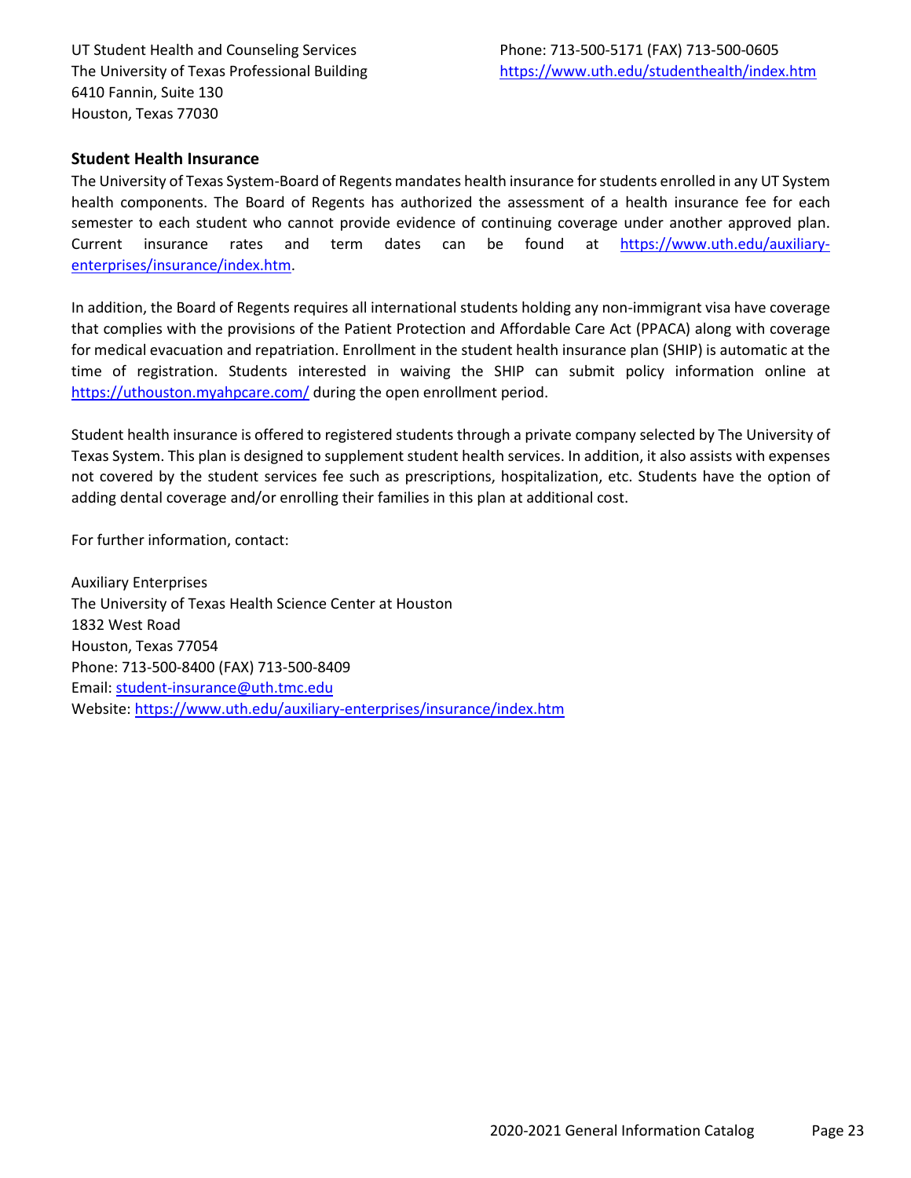UT Student Health and Counseling Services
The University of Texas Professional Building
6410 Fannin, Suite 130
Houston, Texas 77030

Phone: 713-500-5171 (FAX) 713-500-0605
https://www.uth.edu/studenthealth/index.htm

## Student Health Insurance

The University of Texas System-Board of Regents mandates health insurance for students enrolled in any UT System health components. The Board of Regents has authorized the assessment of a health insurance fee for each semester to each student who cannot provide evidence of continuing coverage under another approved plan. Current insurance rates and term dates can be found at https://www.uth.edu/auxiliary-enterprises/insurance/index.htm.

In addition, the Board of Regents requires all international students holding any non-immigrant visa have coverage that complies with the provisions of the Patient Protection and Affordable Care Act (PPACA) along with coverage for medical evacuation and repatriation. Enrollment in the student health insurance plan (SHIP) is automatic at the time of registration. Students interested in waiving the SHIP can submit policy information online at https://uthouston.myahpcare.com/ during the open enrollment period.

Student health insurance is offered to registered students through a private company selected by The University of Texas System. This plan is designed to supplement student health services. In addition, it also assists with expenses not covered by the student services fee such as prescriptions, hospitalization, etc. Students have the option of adding dental coverage and/or enrolling their families in this plan at additional cost.

For further information, contact:

Auxiliary Enterprises
The University of Texas Health Science Center at Houston
1832 West Road
Houston, Texas 77054
Phone: 713-500-8400 (FAX) 713-500-8409
Email: student-insurance@uth.tmc.edu
Website: https://www.uth.edu/auxiliary-enterprises/insurance/index.htm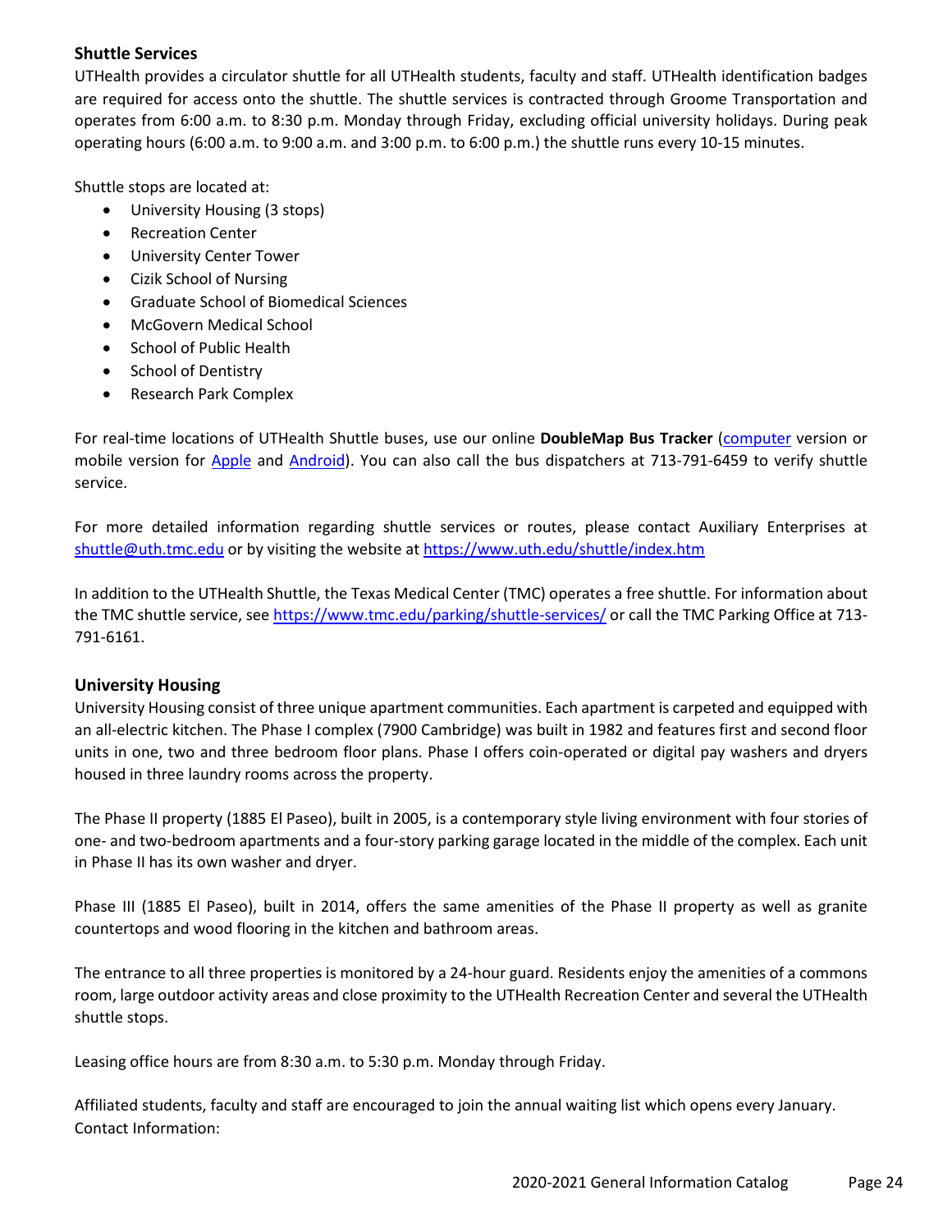### Shuttle Services

UTHealth provides a circulator shuttle for all UTHealth students, faculty and staff. UTHealth identification badges are required for access onto the shuttle. The shuttle services is contracted through Groome Transportation and operates from 6:00 a.m. to 8:30 p.m. Monday through Friday, excluding official university holidays. During peak operating hours (6:00 a.m. to 9:00 a.m. and 3:00 p.m. to 6:00 p.m.) the shuttle runs every 10-15 minutes.

Shuttle stops are located at:

- University Housing (3 stops)
- Recreation Center
- University Center Tower
- Cizik School of Nursing
- Graduate School of Biomedical Sciences
- McGovern Medical School
- School of Public Health
- School of Dentistry
- Research Park Complex

For real-time locations of UTHealth Shuttle buses, use our online **DoubleMap Bus Tracker** (computer version or mobile version for Apple and Android). You can also call the bus dispatchers at 713-791-6459 to verify shuttle service.

For more detailed information regarding shuttle services or routes, please contact Auxiliary Enterprises at shuttle@uth.tmc.edu or by visiting the website at https://www.uth.edu/shuttle/index.htm

In addition to the UTHealth Shuttle, the Texas Medical Center (TMC) operates a free shuttle. For information about the TMC shuttle service, see https://www.tmc.edu/parking/shuttle-services/ or call the TMC Parking Office at 713-791-6161.

### University Housing

University Housing consist of three unique apartment communities. Each apartment is carpeted and equipped with an all-electric kitchen. The Phase I complex (7900 Cambridge) was built in 1982 and features first and second floor units in one, two and three bedroom floor plans. Phase I offers coin-operated or digital pay washers and dryers housed in three laundry rooms across the property.

The Phase II property (1885 El Paseo), built in 2005, is a contemporary style living environment with four stories of one- and two-bedroom apartments and a four-story parking garage located in the middle of the complex. Each unit in Phase II has its own washer and dryer.

Phase III (1885 El Paseo), built in 2014, offers the same amenities of the Phase II property as well as granite countertops and wood flooring in the kitchen and bathroom areas.

The entrance to all three properties is monitored by a 24-hour guard. Residents enjoy the amenities of a commons room, large outdoor activity areas and close proximity to the UTHealth Recreation Center and several the UTHealth shuttle stops.

Leasing office hours are from 8:30 a.m. to 5:30 p.m. Monday through Friday.

Affiliated students, faculty and staff are encouraged to join the annual waiting list which opens every January.
Contact Information: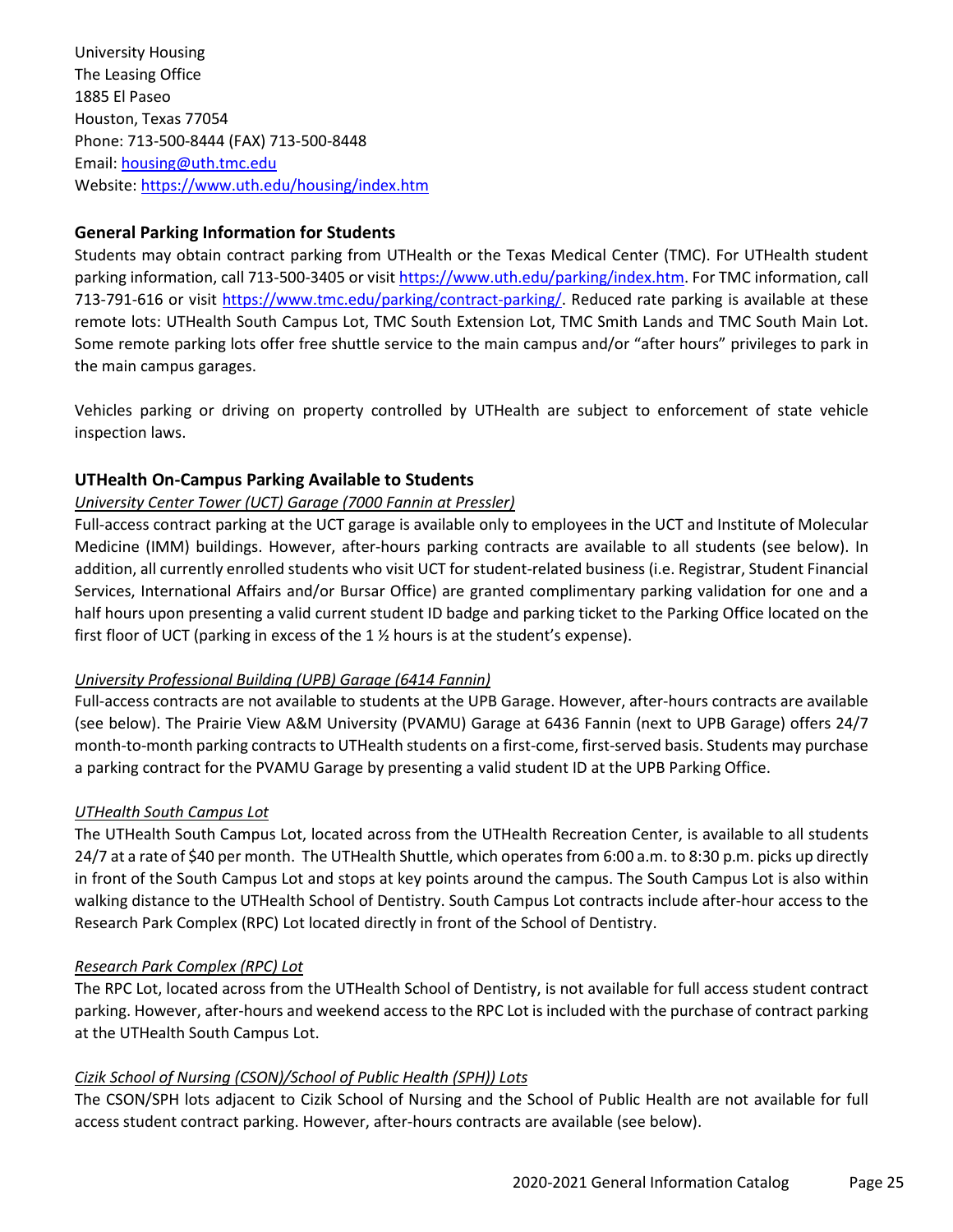University Housing
The Leasing Office
1885 El Paseo
Houston, Texas 77054
Phone: 713-500-8444 (FAX) 713-500-8448
Email: [housing@uth.tmc.edu](mailto:housing@uth.tmc.edu)
Website: [https://www.uth.edu/housing/index.htm](https://www.uth.edu/housing/index.htm)

## General Parking Information for Students

Students may obtain contract parking from UTHealth or the Texas Medical Center (TMC). For UTHealth student parking information, call 713-500-3405 or visit [https://www.uth.edu/parking/index.htm](https://www.uth.edu/parking/index.htm). For TMC information, call 713-791-616 or visit [https://www.tmc.edu/parking/contract-parking/](https://www.tmc.edu/parking/contract-parking/). Reduced rate parking is available at these remote lots: UTHealth South Campus Lot, TMC South Extension Lot, TMC Smith Lands and TMC South Main Lot. Some remote parking lots offer free shuttle service to the main campus and/or "after hours" privileges to park in the main campus garages.

Vehicles parking or driving on property controlled by UTHealth are subject to enforcement of state vehicle inspection laws.

## UTHealth On-Campus Parking Available to Students

*University Center Tower (UCT) Garage (7000 Fannin at Pressler)*

Full-access contract parking at the UCT garage is available only to employees in the UCT and Institute of Molecular Medicine (IMM) buildings. However, after-hours parking contracts are available to all students (see below). In addition, all currently enrolled students who visit UCT for student-related business (i.e. Registrar, Student Financial Services, International Affairs and/or Bursar Office) are granted complimentary parking validation for one and a half hours upon presenting a valid current student ID badge and parking ticket to the Parking Office located on the first floor of UCT (parking in excess of the 1 ½ hours is at the student's expense).

*University Professional Building (UPB) Garage (6414 Fannin)*

Full-access contracts are not available to students at the UPB Garage. However, after-hours contracts are available (see below). The Prairie View A&M University (PVAMU) Garage at 6436 Fannin (next to UPB Garage) offers 24/7 month-to-month parking contracts to UTHealth students on a first-come, first-served basis. Students may purchase a parking contract for the PVAMU Garage by presenting a valid student ID at the UPB Parking Office.

*UTHealth South Campus Lot*

The UTHealth South Campus Lot, located across from the UTHealth Recreation Center, is available to all students 24/7 at a rate of $40 per month. The UTHealth Shuttle, which operates from 6:00 a.m. to 8:30 p.m. picks up directly in front of the South Campus Lot and stops at key points around the campus. The South Campus Lot is also within walking distance to the UTHealth School of Dentistry. South Campus Lot contracts include after-hour access to the Research Park Complex (RPC) Lot located directly in front of the School of Dentistry.

*Research Park Complex (RPC) Lot*

The RPC Lot, located across from the UTHealth School of Dentistry, is not available for full access student contract parking. However, after-hours and weekend access to the RPC Lot is included with the purchase of contract parking at the UTHealth South Campus Lot.

*Cizik School of Nursing (CSON)/School of Public Health (SPH)) Lots*

The CSON/SPH lots adjacent to Cizik School of Nursing and the School of Public Health are not available for full access student contract parking. However, after-hours contracts are available (see below).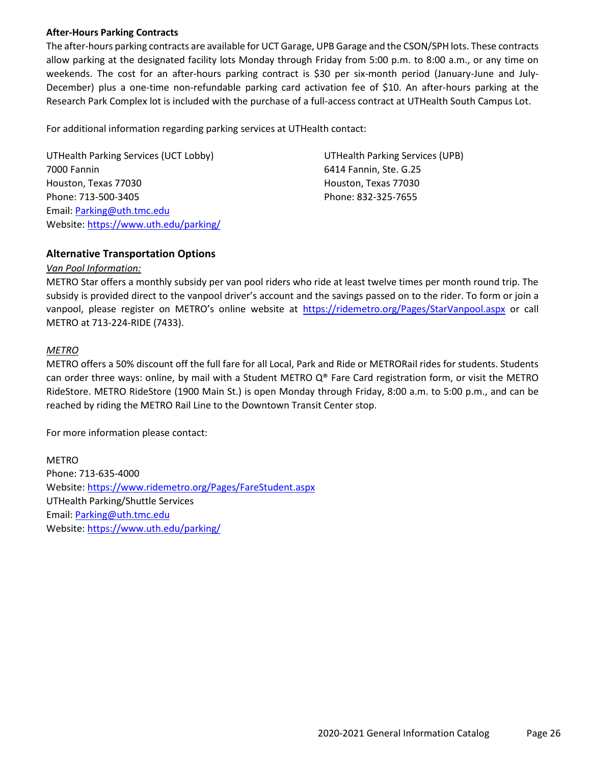**After-Hours Parking Contracts**

The after-hours parking contracts are available for UCT Garage, UPB Garage and the CSON/SPH lots. These contracts allow parking at the designated facility lots Monday through Friday from 5:00 p.m. to 8:00 a.m., or any time on weekends. The cost for an after-hours parking contract is $30 per six-month period (January-June and July-December) plus a one-time non-refundable parking card activation fee of $10. An after-hours parking at the Research Park Complex lot is included with the purchase of a full-access contract at UTHealth South Campus Lot.

For additional information regarding parking services at UTHealth contact:

UTHealth Parking Services (UCT Lobby)
7000 Fannin
Houston, Texas 77030
Phone: 713-500-3405
Email: [Parking@uth.tmc.edu](mailto:Parking@uth.tmc.edu)
Website: [https://www.uth.edu/parking/](https://www.uth.edu/parking/)

UTHealth Parking Services (UPB)
6414 Fannin, Ste. G.25
Houston, Texas 77030
Phone: 832-325-7655

## Alternative Transportation Options

*Van Pool Information:*

METRO Star offers a monthly subsidy per van pool riders who ride at least twelve times per month round trip. The subsidy is provided direct to the vanpool driver's account and the savings passed on to the rider. To form or join a vanpool, please register on METRO's online website at [https://ridemetro.org/Pages/StarVanpool.aspx](https://ridemetro.org/Pages/StarVanpool.aspx) or call METRO at 713-224-RIDE (7433).

*METRO*

METRO offers a 50% discount off the full fare for all Local, Park and Ride or METRORail rides for students. Students can order three ways: online, by mail with a Student METRO Q® Fare Card registration form, or visit the METRO RideStore. METRO RideStore (1900 Main St.) is open Monday through Friday, 8:00 a.m. to 5:00 p.m., and can be reached by riding the METRO Rail Line to the Downtown Transit Center stop.

For more information please contact:

METRO
Phone: 713-635-4000
Website: [https://www.ridemetro.org/Pages/FareStudent.aspx](https://www.ridemetro.org/Pages/FareStudent.aspx)
UTHealth Parking/Shuttle Services
Email: [Parking@uth.tmc.edu](mailto:Parking@uth.tmc.edu)
Website: [https://www.uth.edu/parking/](https://www.uth.edu/parking/)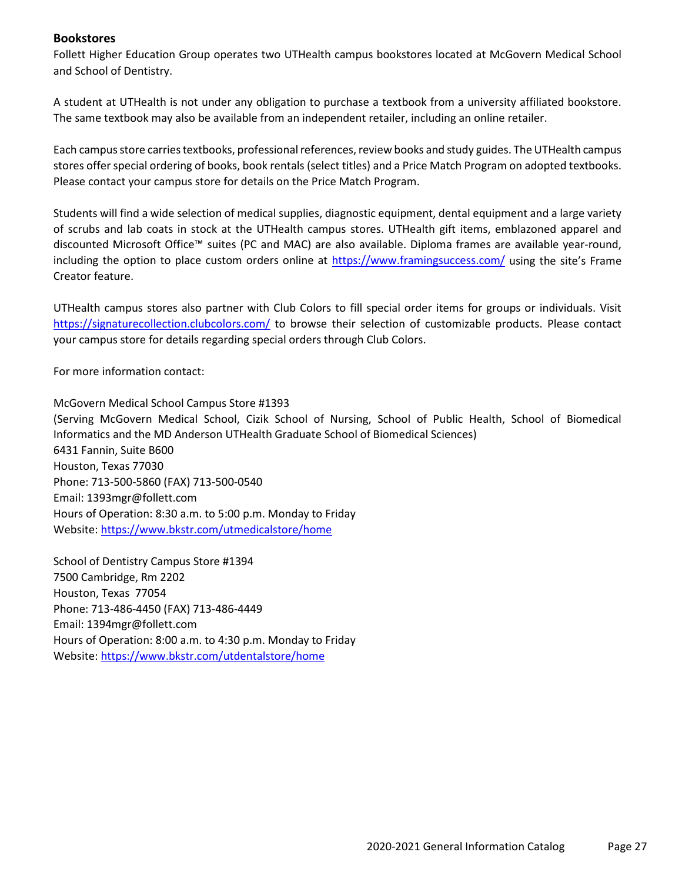### Bookstores

Follett Higher Education Group operates two UTHealth campus bookstores located at McGovern Medical School and School of Dentistry.

A student at UTHealth is not under any obligation to purchase a textbook from a university affiliated bookstore. The same textbook may also be available from an independent retailer, including an online retailer.

Each campus store carries textbooks, professional references, review books and study guides. The UTHealth campus stores offer special ordering of books, book rentals (select titles) and a Price Match Program on adopted textbooks. Please contact your campus store for details on the Price Match Program.

Students will find a wide selection of medical supplies, diagnostic equipment, dental equipment and a large variety of scrubs and lab coats in stock at the UTHealth campus stores. UTHealth gift items, emblazoned apparel and discounted Microsoft Office™ suites (PC and MAC) are also available. Diploma frames are available year-round, including the option to place custom orders online at https://www.framingsuccess.com/ using the site's Frame Creator feature.

UTHealth campus stores also partner with Club Colors to fill special order items for groups or individuals. Visit https://signaturecollection.clubcolors.com/ to browse their selection of customizable products. Please contact your campus store for details regarding special orders through Club Colors.

For more information contact:

McGovern Medical School Campus Store #1393
(Serving McGovern Medical School, Cizik School of Nursing, School of Public Health, School of Biomedical Informatics and the MD Anderson UTHealth Graduate School of Biomedical Sciences)
6431 Fannin, Suite B600
Houston, Texas 77030
Phone: 713-500-5860 (FAX) 713-500-0540
Email: 1393mgr@follett.com
Hours of Operation: 8:30 a.m. to 5:00 p.m. Monday to Friday
Website: https://www.bkstr.com/utmedicalstore/home

School of Dentistry Campus Store #1394
7500 Cambridge, Rm 2202
Houston, Texas 77054
Phone: 713-486-4450 (FAX) 713-486-4449
Email: 1394mgr@follett.com
Hours of Operation: 8:00 a.m. to 4:30 p.m. Monday to Friday
Website: https://www.bkstr.com/utdentalstore/home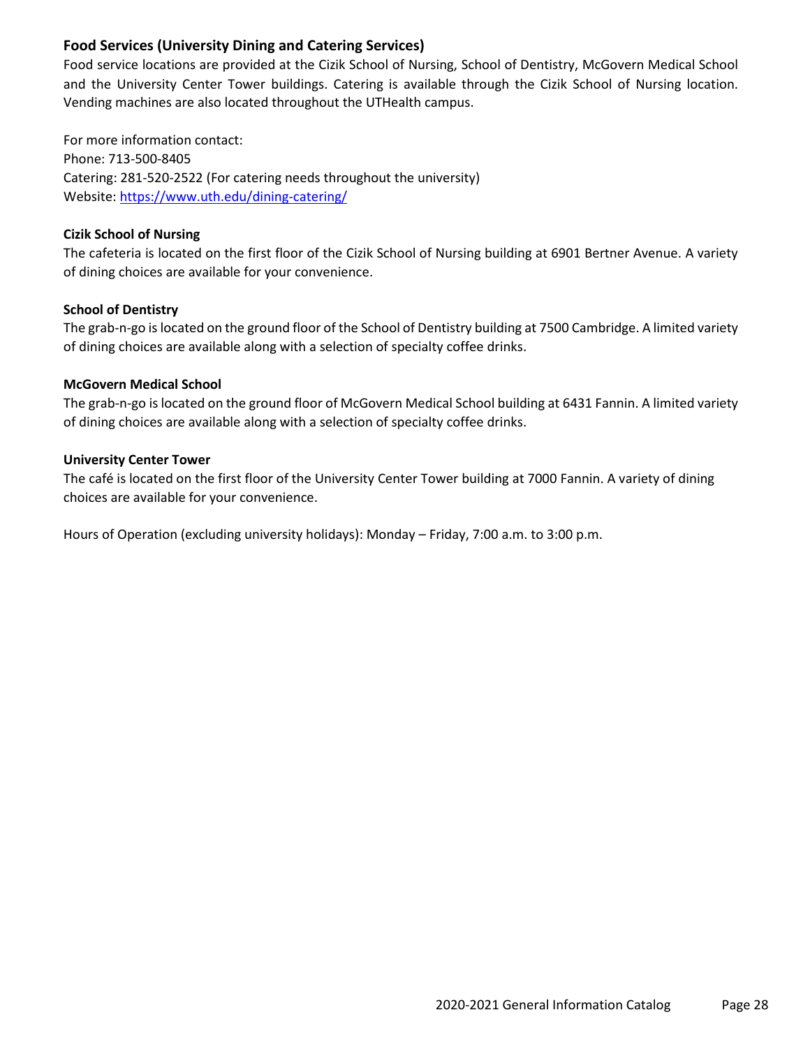### Food Services (University Dining and Catering Services)

Food service locations are provided at the Cizik School of Nursing, School of Dentistry, McGovern Medical School and the University Center Tower buildings. Catering is available through the Cizik School of Nursing location. Vending machines are also located throughout the UTHealth campus.

For more information contact:
Phone: 713-500-8405
Catering: 281-520-2522 (For catering needs throughout the university)
Website: [https://www.uth.edu/dining-catering/](https://www.uth.edu/dining-catering/)

**Cizik School of Nursing**

The cafeteria is located on the first floor of the Cizik School of Nursing building at 6901 Bertner Avenue. A variety of dining choices are available for your convenience.

**School of Dentistry**

The grab-n-go is located on the ground floor of the School of Dentistry building at 7500 Cambridge. A limited variety of dining choices are available along with a selection of specialty coffee drinks.

**McGovern Medical School**

The grab-n-go is located on the ground floor of McGovern Medical School building at 6431 Fannin. A limited variety of dining choices are available along with a selection of specialty coffee drinks.

**University Center Tower**

The café is located on the first floor of the University Center Tower building at 7000 Fannin. A variety of dining choices are available for your convenience.

Hours of Operation (excluding university holidays): Monday – Friday, 7:00 a.m. to 3:00 p.m.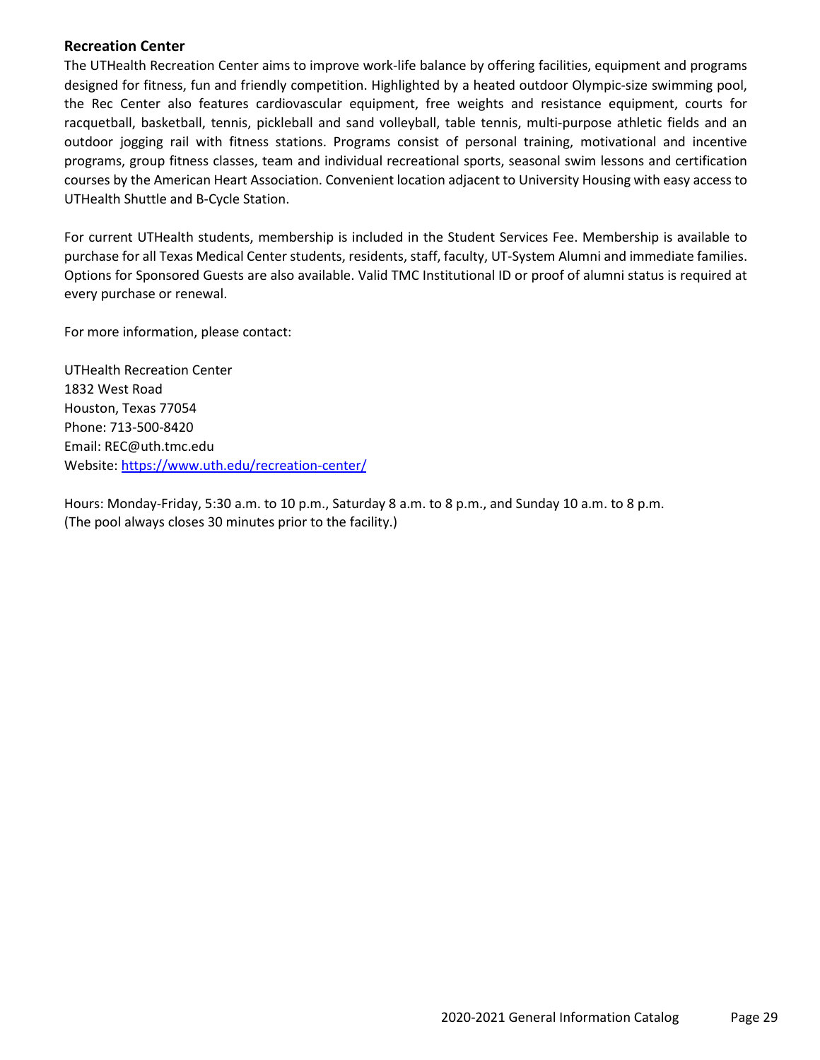### Recreation Center

The UTHealth Recreation Center aims to improve work-life balance by offering facilities, equipment and programs designed for fitness, fun and friendly competition. Highlighted by a heated outdoor Olympic-size swimming pool, the Rec Center also features cardiovascular equipment, free weights and resistance equipment, courts for racquetball, basketball, tennis, pickleball and sand volleyball, table tennis, multi-purpose athletic fields and an outdoor jogging rail with fitness stations. Programs consist of personal training, motivational and incentive programs, group fitness classes, team and individual recreational sports, seasonal swim lessons and certification courses by the American Heart Association. Convenient location adjacent to University Housing with easy access to UTHealth Shuttle and B-Cycle Station.

For current UTHealth students, membership is included in the Student Services Fee. Membership is available to purchase for all Texas Medical Center students, residents, staff, faculty, UT-System Alumni and immediate families. Options for Sponsored Guests are also available. Valid TMC Institutional ID or proof of alumni status is required at every purchase or renewal.

For more information, please contact:

UTHealth Recreation Center
1832 West Road
Houston, Texas 77054
Phone: 713-500-8420
Email: REC@uth.tmc.edu
Website: [https://www.uth.edu/recreation-center/](https://www.uth.edu/recreation-center/)

Hours: Monday-Friday, 5:30 a.m. to 10 p.m., Saturday 8 a.m. to 8 p.m., and Sunday 10 a.m. to 8 p.m.
(The pool always closes 30 minutes prior to the facility.)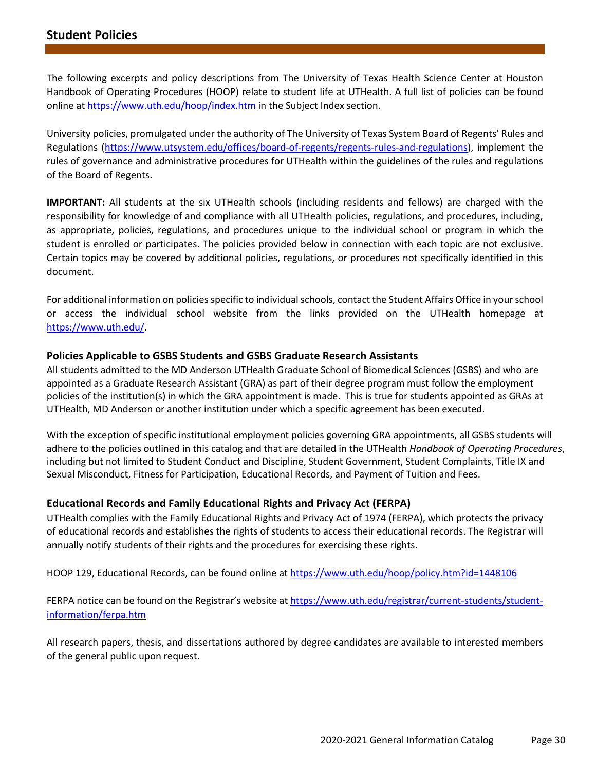# Student Policies

The following excerpts and policy descriptions from The University of Texas Health Science Center at Houston Handbook of Operating Procedures (HOOP) relate to student life at UTHealth. A full list of policies can be found online at https://www.uth.edu/hoop/index.htm in the Subject Index section.

University policies, promulgated under the authority of The University of Texas System Board of Regents' Rules and Regulations (https://www.utsystem.edu/offices/board-of-regents/regents-rules-and-regulations), implement the rules of governance and administrative procedures for UTHealth within the guidelines of the rules and regulations of the Board of Regents.

**IMPORTANT:** All students at the six UTHealth schools (including residents and fellows) are charged with the responsibility for knowledge of and compliance with all UTHealth policies, regulations, and procedures, including, as appropriate, policies, regulations, and procedures unique to the individual school or program in which the student is enrolled or participates. The policies provided below in connection with each topic are not exclusive. Certain topics may be covered by additional policies, regulations, or procedures not specifically identified in this document.

For additional information on policies specific to individual schools, contact the Student Affairs Office in your school or access the individual school website from the links provided on the UTHealth homepage at https://www.uth.edu/.

### Policies Applicable to GSBS Students and GSBS Graduate Research Assistants

All students admitted to the MD Anderson UTHealth Graduate School of Biomedical Sciences (GSBS) and who are appointed as a Graduate Research Assistant (GRA) as part of their degree program must follow the employment policies of the institution(s) in which the GRA appointment is made. This is true for students appointed as GRAs at UTHealth, MD Anderson or another institution under which a specific agreement has been executed.

With the exception of specific institutional employment policies governing GRA appointments, all GSBS students will adhere to the policies outlined in this catalog and that are detailed in the UTHealth *Handbook of Operating Procedures*, including but not limited to Student Conduct and Discipline, Student Government, Student Complaints, Title IX and Sexual Misconduct, Fitness for Participation, Educational Records, and Payment of Tuition and Fees.

### Educational Records and Family Educational Rights and Privacy Act (FERPA)

UTHealth complies with the Family Educational Rights and Privacy Act of 1974 (FERPA), which protects the privacy of educational records and establishes the rights of students to access their educational records. The Registrar will annually notify students of their rights and the procedures for exercising these rights.

HOOP 129, Educational Records, can be found online at https://www.uth.edu/hoop/policy.htm?id=1448106

FERPA notice can be found on the Registrar's website at https://www.uth.edu/registrar/current-students/student-information/ferpa.htm

All research papers, thesis, and dissertations authored by degree candidates are available to interested members of the general public upon request.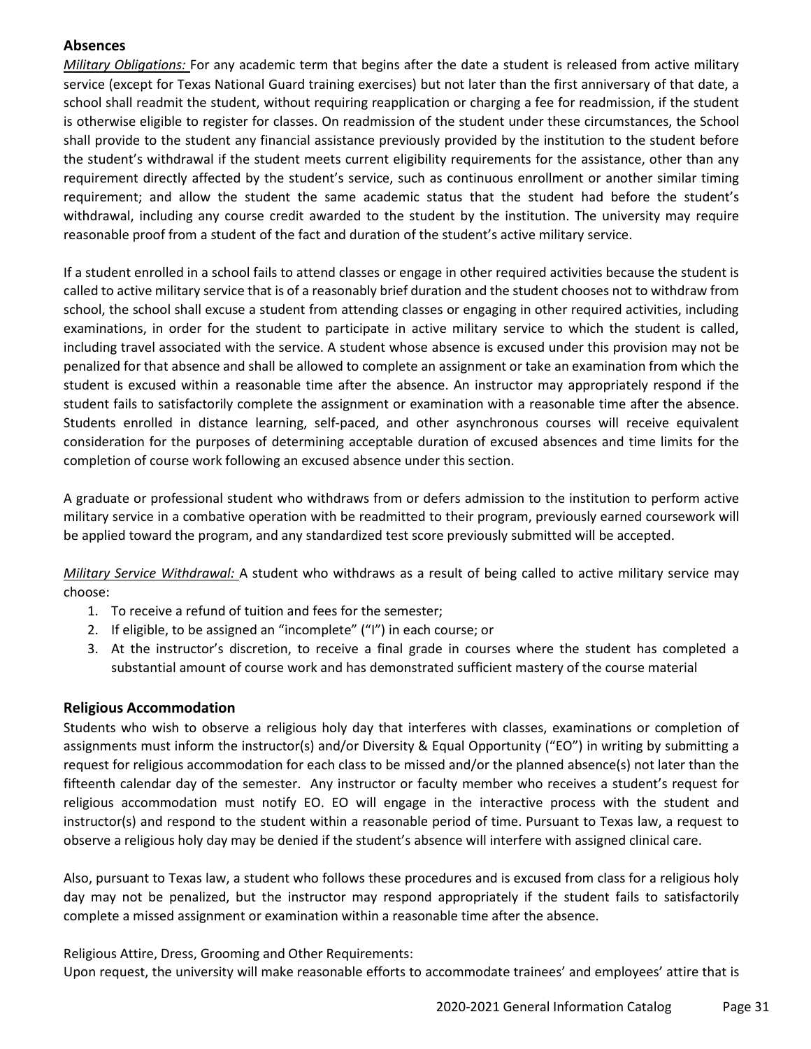## Absences

*Military Obligations:* For any academic term that begins after the date a student is released from active military service (except for Texas National Guard training exercises) but not later than the first anniversary of that date, a school shall readmit the student, without requiring reapplication or charging a fee for readmission, if the student is otherwise eligible to register for classes. On readmission of the student under these circumstances, the School shall provide to the student any financial assistance previously provided by the institution to the student before the student's withdrawal if the student meets current eligibility requirements for the assistance, other than any requirement directly affected by the student's service, such as continuous enrollment or another similar timing requirement; and allow the student the same academic status that the student had before the student's withdrawal, including any course credit awarded to the student by the institution. The university may require reasonable proof from a student of the fact and duration of the student's active military service.

If a student enrolled in a school fails to attend classes or engage in other required activities because the student is called to active military service that is of a reasonably brief duration and the student chooses not to withdraw from school, the school shall excuse a student from attending classes or engaging in other required activities, including examinations, in order for the student to participate in active military service to which the student is called, including travel associated with the service. A student whose absence is excused under this provision may not be penalized for that absence and shall be allowed to complete an assignment or take an examination from which the student is excused within a reasonable time after the absence. An instructor may appropriately respond if the student fails to satisfactorily complete the assignment or examination with a reasonable time after the absence. Students enrolled in distance learning, self-paced, and other asynchronous courses will receive equivalent consideration for the purposes of determining acceptable duration of excused absences and time limits for the completion of course work following an excused absence under this section.

A graduate or professional student who withdraws from or defers admission to the institution to perform active military service in a combative operation with be readmitted to their program, previously earned coursework will be applied toward the program, and any standardized test score previously submitted will be accepted.

*Military Service Withdrawal:* A student who withdraws as a result of being called to active military service may choose:

1. To receive a refund of tuition and fees for the semester;
2. If eligible, to be assigned an "incomplete" ("I") in each course; or
3. At the instructor's discretion, to receive a final grade in courses where the student has completed a substantial amount of course work and has demonstrated sufficient mastery of the course material

## Religious Accommodation

Students who wish to observe a religious holy day that interferes with classes, examinations or completion of assignments must inform the instructor(s) and/or Diversity & Equal Opportunity ("EO") in writing by submitting a request for religious accommodation for each class to be missed and/or the planned absence(s) not later than the fifteenth calendar day of the semester. Any instructor or faculty member who receives a student's request for religious accommodation must notify EO. EO will engage in the interactive process with the student and instructor(s) and respond to the student within a reasonable period of time. Pursuant to Texas law, a request to observe a religious holy day may be denied if the student's absence will interfere with assigned clinical care.

Also, pursuant to Texas law, a student who follows these procedures and is excused from class for a religious holy day may not be penalized, but the instructor may respond appropriately if the student fails to satisfactorily complete a missed assignment or examination within a reasonable time after the absence.

Religious Attire, Dress, Grooming and Other Requirements:
Upon request, the university will make reasonable efforts to accommodate trainees' and employees' attire that is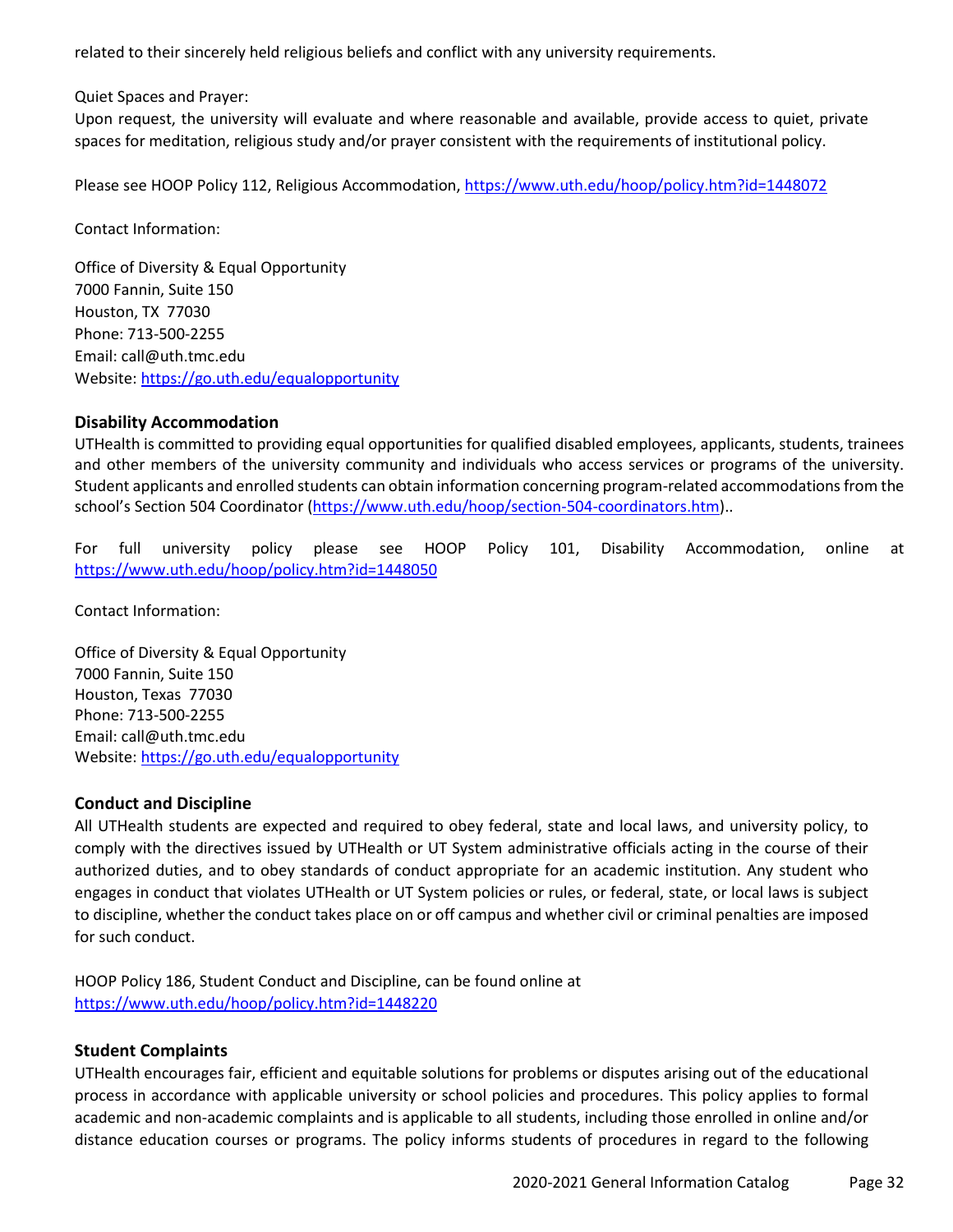related to their sincerely held religious beliefs and conflict with any university requirements.

Quiet Spaces and Prayer:
Upon request, the university will evaluate and where reasonable and available, provide access to quiet, private spaces for meditation, religious study and/or prayer consistent with the requirements of institutional policy.

Please see HOOP Policy 112, Religious Accommodation, https://www.uth.edu/hoop/policy.htm?id=1448072

Contact Information:

Office of Diversity & Equal Opportunity
7000 Fannin, Suite 150
Houston, TX 77030
Phone: 713-500-2255
Email: call@uth.tmc.edu
Website: https://go.uth.edu/equalopportunity

### Disability Accommodation

UTHealth is committed to providing equal opportunities for qualified disabled employees, applicants, students, trainees and other members of the university community and individuals who access services or programs of the university. Student applicants and enrolled students can obtain information concerning program-related accommodations from the school's Section 504 Coordinator (https://www.uth.edu/hoop/section-504-coordinators.htm)..

For full university policy please see HOOP Policy 101, Disability Accommodation, online at https://www.uth.edu/hoop/policy.htm?id=1448050

Contact Information:

Office of Diversity & Equal Opportunity
7000 Fannin, Suite 150
Houston, Texas 77030
Phone: 713-500-2255
Email: call@uth.tmc.edu
Website: https://go.uth.edu/equalopportunity

### Conduct and Discipline

All UTHealth students are expected and required to obey federal, state and local laws, and university policy, to comply with the directives issued by UTHealth or UT System administrative officials acting in the course of their authorized duties, and to obey standards of conduct appropriate for an academic institution. Any student who engages in conduct that violates UTHealth or UT System policies or rules, or federal, state, or local laws is subject to discipline, whether the conduct takes place on or off campus and whether civil or criminal penalties are imposed for such conduct.

HOOP Policy 186, Student Conduct and Discipline, can be found online at https://www.uth.edu/hoop/policy.htm?id=1448220

### Student Complaints

UTHealth encourages fair, efficient and equitable solutions for problems or disputes arising out of the educational process in accordance with applicable university or school policies and procedures. This policy applies to formal academic and non-academic complaints and is applicable to all students, including those enrolled in online and/or distance education courses or programs. The policy informs students of procedures in regard to the following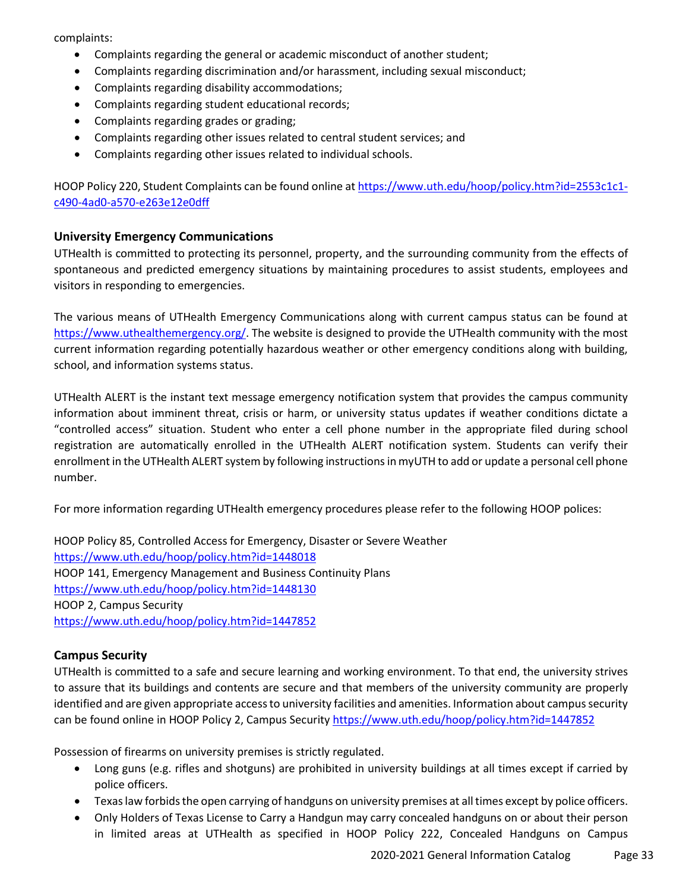complaints:

- Complaints regarding the general or academic misconduct of another student;
- Complaints regarding discrimination and/or harassment, including sexual misconduct;
- Complaints regarding disability accommodations;
- Complaints regarding student educational records;
- Complaints regarding grades or grading;
- Complaints regarding other issues related to central student services; and
- Complaints regarding other issues related to individual schools.

HOOP Policy 220, Student Complaints can be found online at https://www.uth.edu/hoop/policy.htm?id=2553c1c1-c490-4ad0-a570-e263e12e0dff

### University Emergency Communications

UTHealth is committed to protecting its personnel, property, and the surrounding community from the effects of spontaneous and predicted emergency situations by maintaining procedures to assist students, employees and visitors in responding to emergencies.

The various means of UTHealth Emergency Communications along with current campus status can be found at https://www.uthealthemergency.org/. The website is designed to provide the UTHealth community with the most current information regarding potentially hazardous weather or other emergency conditions along with building, school, and information systems status.

UTHealth ALERT is the instant text message emergency notification system that provides the campus community information about imminent threat, crisis or harm, or university status updates if weather conditions dictate a "controlled access" situation. Student who enter a cell phone number in the appropriate filed during school registration are automatically enrolled in the UTHealth ALERT notification system. Students can verify their enrollment in the UTHealth ALERT system by following instructions in myUTH to add or update a personal cell phone number.

For more information regarding UTHealth emergency procedures please refer to the following HOOP polices:

HOOP Policy 85, Controlled Access for Emergency, Disaster or Severe Weather
https://www.uth.edu/hoop/policy.htm?id=1448018
HOOP 141, Emergency Management and Business Continuity Plans
https://www.uth.edu/hoop/policy.htm?id=1448130
HOOP 2, Campus Security
https://www.uth.edu/hoop/policy.htm?id=1447852

### Campus Security

UTHealth is committed to a safe and secure learning and working environment. To that end, the university strives to assure that its buildings and contents are secure and that members of the university community are properly identified and are given appropriate access to university facilities and amenities. Information about campus security can be found online in HOOP Policy 2, Campus Security https://www.uth.edu/hoop/policy.htm?id=1447852

Possession of firearms on university premises is strictly regulated.

- Long guns (e.g. rifles and shotguns) are prohibited in university buildings at all times except if carried by police officers.
- Texas law forbids the open carrying of handguns on university premises at all times except by police officers.
- Only Holders of Texas License to Carry a Handgun may carry concealed handguns on or about their person in limited areas at UTHealth as specified in HOOP Policy 222, Concealed Handguns on Campus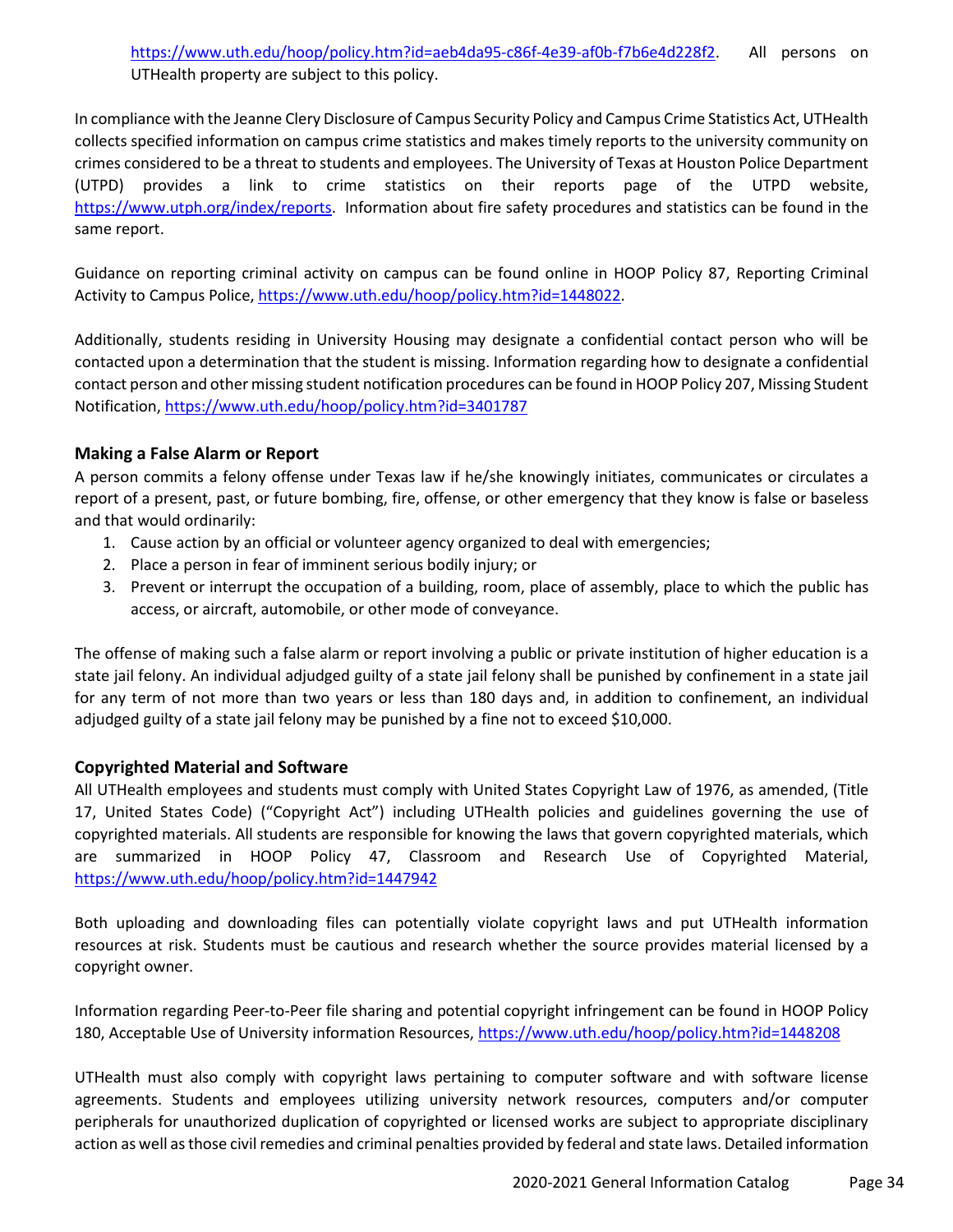https://www.uth.edu/hoop/policy.htm?id=aeb4da95-c86f-4e39-af0b-f7b6e4d228f2. All persons on UTHealth property are subject to this policy.

In compliance with the Jeanne Clery Disclosure of Campus Security Policy and Campus Crime Statistics Act, UTHealth collects specified information on campus crime statistics and makes timely reports to the university community on crimes considered to be a threat to students and employees. The University of Texas at Houston Police Department (UTPD) provides a link to crime statistics on their reports page of the UTPD website, https://www.utph.org/index/reports. Information about fire safety procedures and statistics can be found in the same report.

Guidance on reporting criminal activity on campus can be found online in HOOP Policy 87, Reporting Criminal Activity to Campus Police, https://www.uth.edu/hoop/policy.htm?id=1448022.

Additionally, students residing in University Housing may designate a confidential contact person who will be contacted upon a determination that the student is missing. Information regarding how to designate a confidential contact person and other missing student notification procedures can be found in HOOP Policy 207, Missing Student Notification, https://www.uth.edu/hoop/policy.htm?id=3401787

### Making a False Alarm or Report

A person commits a felony offense under Texas law if he/she knowingly initiates, communicates or circulates a report of a present, past, or future bombing, fire, offense, or other emergency that they know is false or baseless and that would ordinarily:

1. Cause action by an official or volunteer agency organized to deal with emergencies;
2. Place a person in fear of imminent serious bodily injury; or
3. Prevent or interrupt the occupation of a building, room, place of assembly, place to which the public has access, or aircraft, automobile, or other mode of conveyance.

The offense of making such a false alarm or report involving a public or private institution of higher education is a state jail felony. An individual adjudged guilty of a state jail felony shall be punished by confinement in a state jail for any term of not more than two years or less than 180 days and, in addition to confinement, an individual adjudged guilty of a state jail felony may be punished by a fine not to exceed $10,000.

### Copyrighted Material and Software

All UTHealth employees and students must comply with United States Copyright Law of 1976, as amended, (Title 17, United States Code) ("Copyright Act") including UTHealth policies and guidelines governing the use of copyrighted materials. All students are responsible for knowing the laws that govern copyrighted materials, which are summarized in HOOP Policy 47, Classroom and Research Use of Copyrighted Material, https://www.uth.edu/hoop/policy.htm?id=1447942

Both uploading and downloading files can potentially violate copyright laws and put UTHealth information resources at risk. Students must be cautious and research whether the source provides material licensed by a copyright owner.

Information regarding Peer-to-Peer file sharing and potential copyright infringement can be found in HOOP Policy 180, Acceptable Use of University information Resources, https://www.uth.edu/hoop/policy.htm?id=1448208

UTHealth must also comply with copyright laws pertaining to computer software and with software license agreements. Students and employees utilizing university network resources, computers and/or computer peripherals for unauthorized duplication of copyrighted or licensed works are subject to appropriate disciplinary action as well as those civil remedies and criminal penalties provided by federal and state laws. Detailed information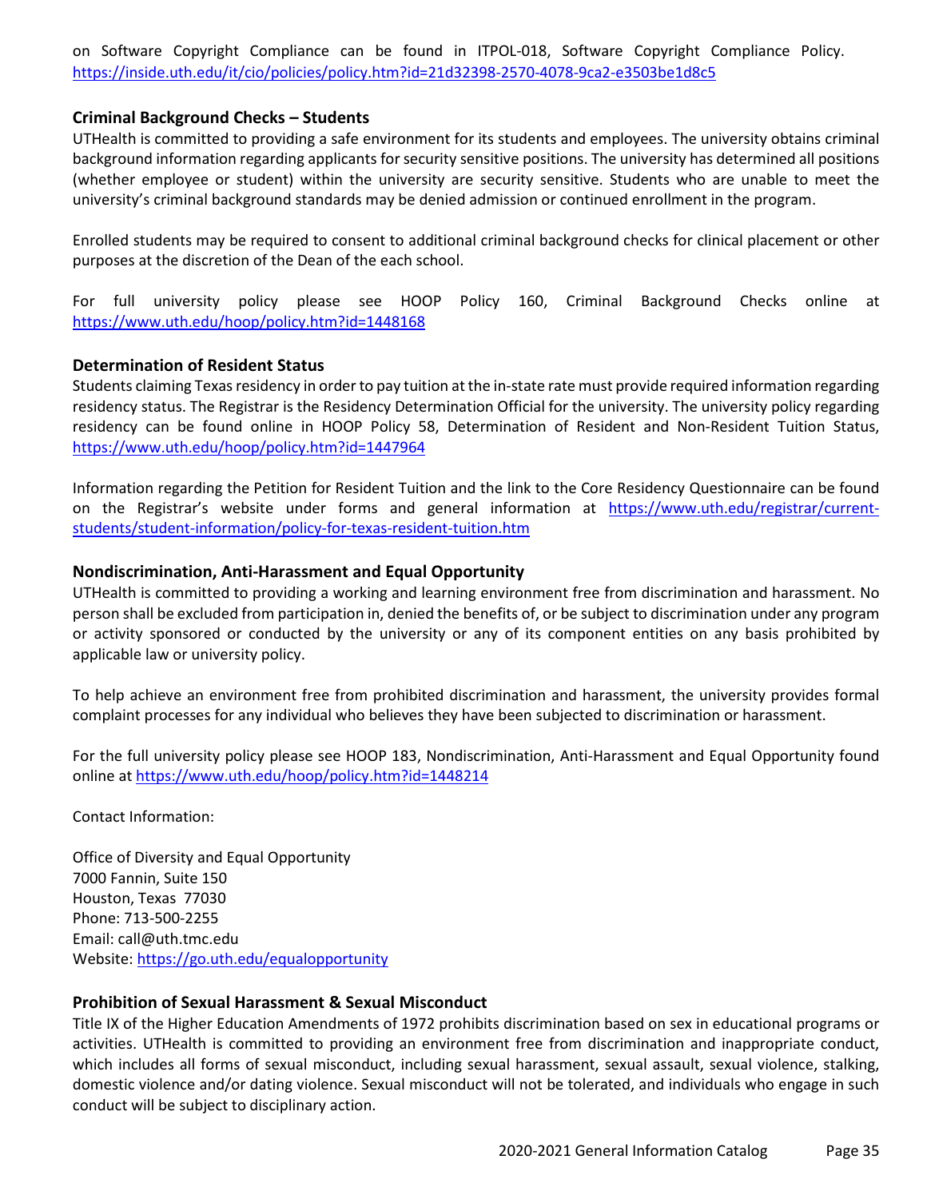on Software Copyright Compliance can be found in ITPOL-018, Software Copyright Compliance Policy. https://inside.uth.edu/it/cio/policies/policy.htm?id=21d32398-2570-4078-9ca2-e3503be1d8c5

### Criminal Background Checks – Students

UTHealth is committed to providing a safe environment for its students and employees. The university obtains criminal background information regarding applicants for security sensitive positions. The university has determined all positions (whether employee or student) within the university are security sensitive. Students who are unable to meet the university's criminal background standards may be denied admission or continued enrollment in the program.

Enrolled students may be required to consent to additional criminal background checks for clinical placement or other purposes at the discretion of the Dean of the each school.

For full university policy please see HOOP Policy 160, Criminal Background Checks online at https://www.uth.edu/hoop/policy.htm?id=1448168

### Determination of Resident Status

Students claiming Texas residency in order to pay tuition at the in-state rate must provide required information regarding residency status. The Registrar is the Residency Determination Official for the university. The university policy regarding residency can be found online in HOOP Policy 58, Determination of Resident and Non-Resident Tuition Status, https://www.uth.edu/hoop/policy.htm?id=1447964

Information regarding the Petition for Resident Tuition and the link to the Core Residency Questionnaire can be found on the Registrar's website under forms and general information at https://www.uth.edu/registrar/current-students/student-information/policy-for-texas-resident-tuition.htm

### Nondiscrimination, Anti-Harassment and Equal Opportunity

UTHealth is committed to providing a working and learning environment free from discrimination and harassment. No person shall be excluded from participation in, denied the benefits of, or be subject to discrimination under any program or activity sponsored or conducted by the university or any of its component entities on any basis prohibited by applicable law or university policy.

To help achieve an environment free from prohibited discrimination and harassment, the university provides formal complaint processes for any individual who believes they have been subjected to discrimination or harassment.

For the full university policy please see HOOP 183, Nondiscrimination, Anti-Harassment and Equal Opportunity found online at https://www.uth.edu/hoop/policy.htm?id=1448214

Contact Information:

Office of Diversity and Equal Opportunity
7000 Fannin, Suite 150
Houston, Texas 77030
Phone: 713-500-2255
Email: call@uth.tmc.edu
Website: https://go.uth.edu/equalopportunity

### Prohibition of Sexual Harassment & Sexual Misconduct

Title IX of the Higher Education Amendments of 1972 prohibits discrimination based on sex in educational programs or activities. UTHealth is committed to providing an environment free from discrimination and inappropriate conduct, which includes all forms of sexual misconduct, including sexual harassment, sexual assault, sexual violence, stalking, domestic violence and/or dating violence. Sexual misconduct will not be tolerated, and individuals who engage in such conduct will be subject to disciplinary action.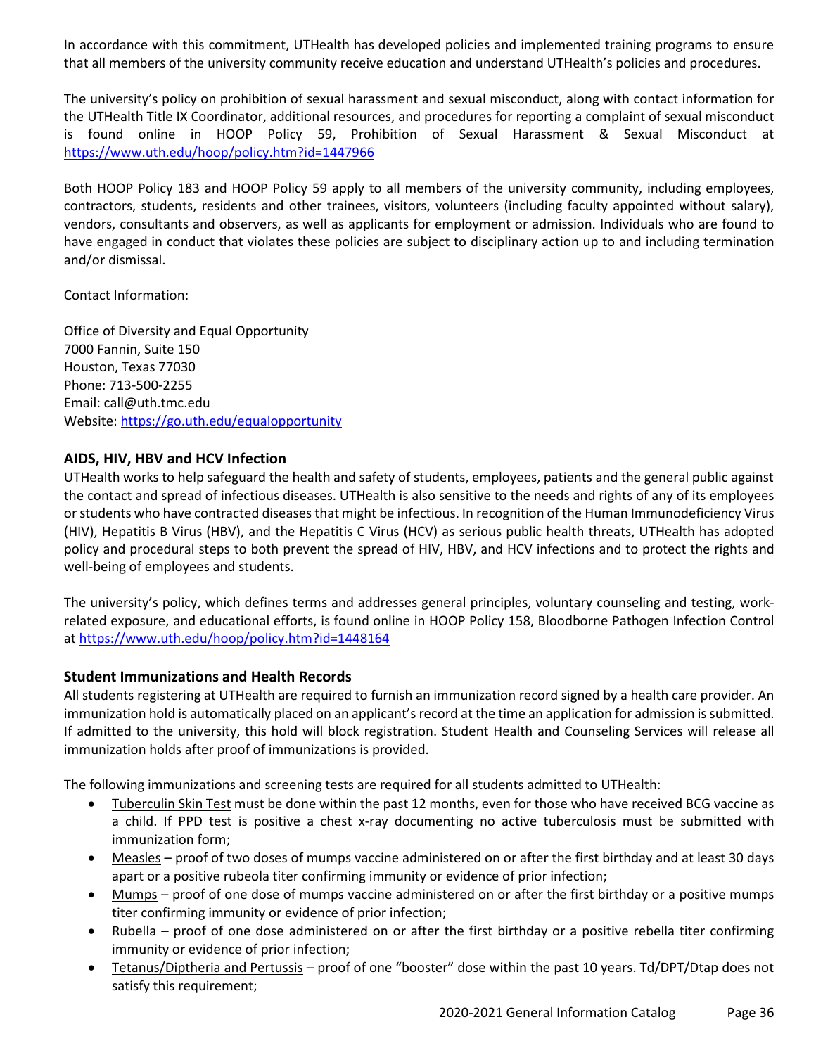In accordance with this commitment, UTHealth has developed policies and implemented training programs to ensure that all members of the university community receive education and understand UTHealth's policies and procedures.

The university's policy on prohibition of sexual harassment and sexual misconduct, along with contact information for the UTHealth Title IX Coordinator, additional resources, and procedures for reporting a complaint of sexual misconduct is found online in HOOP Policy 59, Prohibition of Sexual Harassment & Sexual Misconduct at https://www.uth.edu/hoop/policy.htm?id=1447966

Both HOOP Policy 183 and HOOP Policy 59 apply to all members of the university community, including employees, contractors, students, residents and other trainees, visitors, volunteers (including faculty appointed without salary), vendors, consultants and observers, as well as applicants for employment or admission. Individuals who are found to have engaged in conduct that violates these policies are subject to disciplinary action up to and including termination and/or dismissal.

Contact Information:

Office of Diversity and Equal Opportunity  
7000 Fannin, Suite 150  
Houston, Texas 77030  
Phone: 713-500-2255  
Email: call@uth.tmc.edu  
Website: https://go.uth.edu/equalopportunity

## AIDS, HIV, HBV and HCV Infection

UTHealth works to help safeguard the health and safety of students, employees, patients and the general public against the contact and spread of infectious diseases. UTHealth is also sensitive to the needs and rights of any of its employees or students who have contracted diseases that might be infectious. In recognition of the Human Immunodeficiency Virus (HIV), Hepatitis B Virus (HBV), and the Hepatitis C Virus (HCV) as serious public health threats, UTHealth has adopted policy and procedural steps to both prevent the spread of HIV, HBV, and HCV infections and to protect the rights and well-being of employees and students.

The university's policy, which defines terms and addresses general principles, voluntary counseling and testing, work-related exposure, and educational efforts, is found online in HOOP Policy 158, Bloodborne Pathogen Infection Control at https://www.uth.edu/hoop/policy.htm?id=1448164

## Student Immunizations and Health Records

All students registering at UTHealth are required to furnish an immunization record signed by a health care provider. An immunization hold is automatically placed on an applicant's record at the time an application for admission is submitted. If admitted to the university, this hold will block registration. Student Health and Counseling Services will release all immunization holds after proof of immunizations is provided.

The following immunizations and screening tests are required for all students admitted to UTHealth:

- Tuberculin Skin Test must be done within the past 12 months, even for those who have received BCG vaccine as a child. If PPD test is positive a chest x-ray documenting no active tuberculosis must be submitted with immunization form;
- Measles – proof of two doses of mumps vaccine administered on or after the first birthday and at least 30 days apart or a positive rubeola titer confirming immunity or evidence of prior infection;
- Mumps – proof of one dose of mumps vaccine administered on or after the first birthday or a positive mumps titer confirming immunity or evidence of prior infection;
- Rubella – proof of one dose administered on or after the first birthday or a positive rebella titer confirming immunity or evidence of prior infection;
- Tetanus/Diptheria and Pertussis – proof of one "booster" dose within the past 10 years. Td/DPT/Dtap does not satisfy this requirement;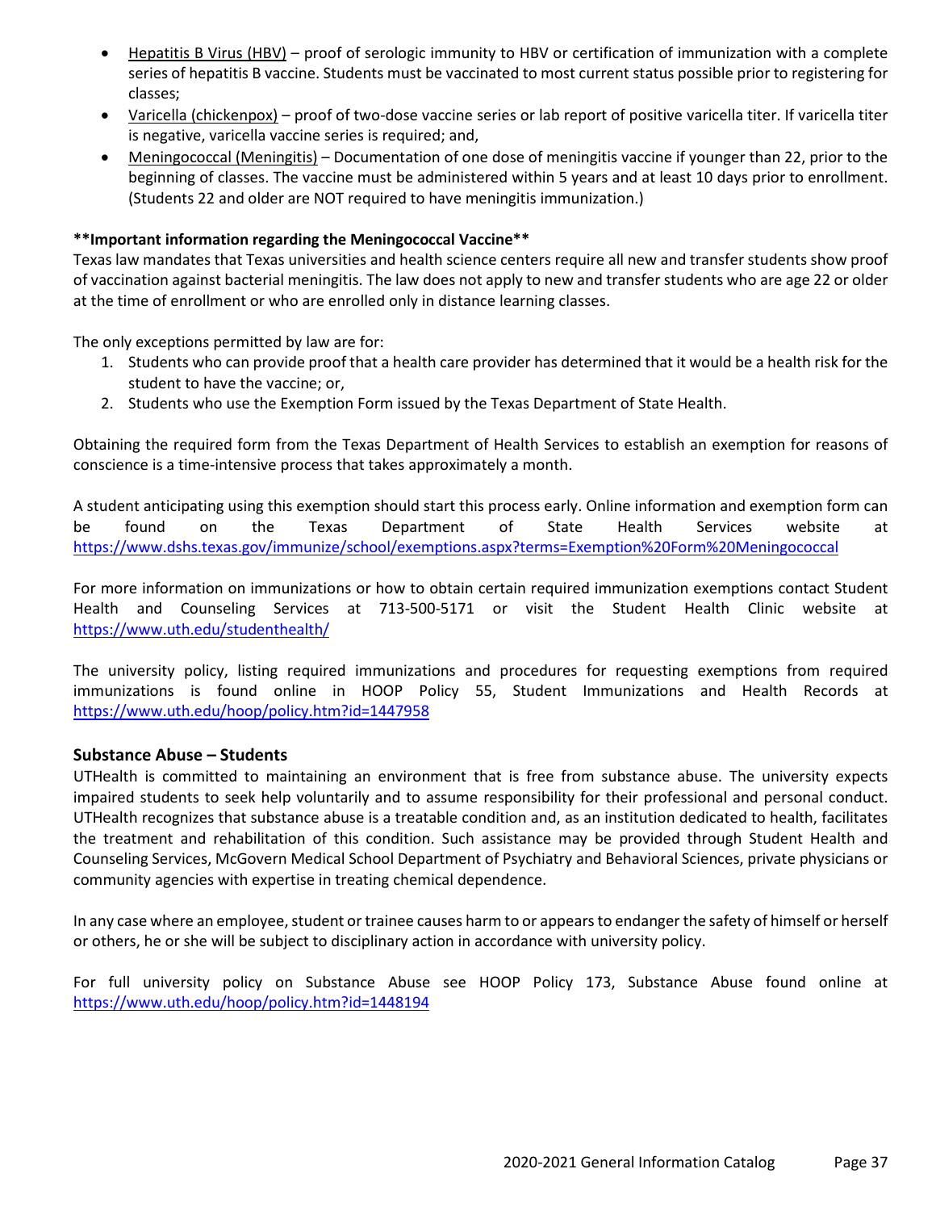- Hepatitis B Virus (HBV) – proof of serologic immunity to HBV or certification of immunization with a complete series of hepatitis B vaccine. Students must be vaccinated to most current status possible prior to registering for classes;
- Varicella (chickenpox) – proof of two-dose vaccine series or lab report of positive varicella titer. If varicella titer is negative, varicella vaccine series is required; and,
- Meningococcal (Meningitis) – Documentation of one dose of meningitis vaccine if younger than 22, prior to the beginning of classes. The vaccine must be administered within 5 years and at least 10 days prior to enrollment. (Students 22 and older are NOT required to have meningitis immunization.)

**\*\*Important information regarding the Meningococcal Vaccine\*\***

Texas law mandates that Texas universities and health science centers require all new and transfer students show proof of vaccination against bacterial meningitis. The law does not apply to new and transfer students who are age 22 or older at the time of enrollment or who are enrolled only in distance learning classes.

The only exceptions permitted by law are for:

1. Students who can provide proof that a health care provider has determined that it would be a health risk for the student to have the vaccine; or,
2. Students who use the Exemption Form issued by the Texas Department of State Health.

Obtaining the required form from the Texas Department of Health Services to establish an exemption for reasons of conscience is a time-intensive process that takes approximately a month.

A student anticipating using this exemption should start this process early. Online information and exemption form can be found on the Texas Department of State Health Services website at https://www.dshs.texas.gov/immunize/school/exemptions.aspx?terms=Exemption%20Form%20Meningococcal

For more information on immunizations or how to obtain certain required immunization exemptions contact Student Health and Counseling Services at 713-500-5171 or visit the Student Health Clinic website at https://www.uth.edu/studenthealth/

The university policy, listing required immunizations and procedures for requesting exemptions from required immunizations is found online in HOOP Policy 55, Student Immunizations and Health Records at https://www.uth.edu/hoop/policy.htm?id=1447958

### Substance Abuse – Students

UTHealth is committed to maintaining an environment that is free from substance abuse. The university expects impaired students to seek help voluntarily and to assume responsibility for their professional and personal conduct. UTHealth recognizes that substance abuse is a treatable condition and, as an institution dedicated to health, facilitates the treatment and rehabilitation of this condition. Such assistance may be provided through Student Health and Counseling Services, McGovern Medical School Department of Psychiatry and Behavioral Sciences, private physicians or community agencies with expertise in treating chemical dependence.

In any case where an employee, student or trainee causes harm to or appears to endanger the safety of himself or herself or others, he or she will be subject to disciplinary action in accordance with university policy.

For full university policy on Substance Abuse see HOOP Policy 173, Substance Abuse found online at https://www.uth.edu/hoop/policy.htm?id=1448194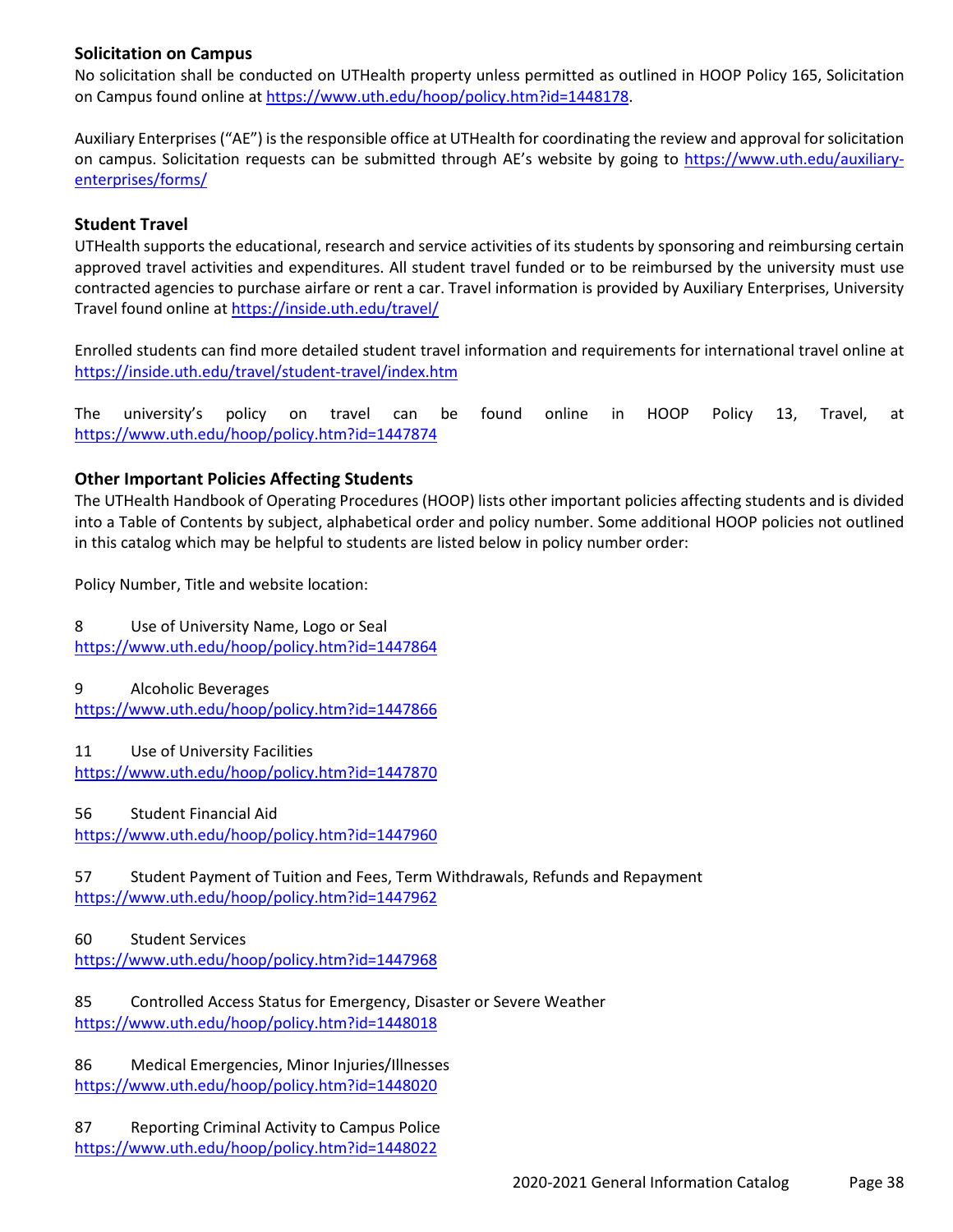### Solicitation on Campus

No solicitation shall be conducted on UTHealth property unless permitted as outlined in HOOP Policy 165, Solicitation on Campus found online at https://www.uth.edu/hoop/policy.htm?id=1448178.

Auxiliary Enterprises ("AE") is the responsible office at UTHealth for coordinating the review and approval for solicitation on campus. Solicitation requests can be submitted through AE's website by going to https://www.uth.edu/auxiliary-enterprises/forms/

### Student Travel

UTHealth supports the educational, research and service activities of its students by sponsoring and reimbursing certain approved travel activities and expenditures. All student travel funded or to be reimbursed by the university must use contracted agencies to purchase airfare or rent a car. Travel information is provided by Auxiliary Enterprises, University Travel found online at https://inside.uth.edu/travel/

Enrolled students can find more detailed student travel information and requirements for international travel online at https://inside.uth.edu/travel/student-travel/index.htm

The university's policy on travel can be found online in HOOP Policy 13, Travel, at https://www.uth.edu/hoop/policy.htm?id=1447874

### Other Important Policies Affecting Students

The UTHealth Handbook of Operating Procedures (HOOP) lists other important policies affecting students and is divided into a Table of Contents by subject, alphabetical order and policy number. Some additional HOOP policies not outlined in this catalog which may be helpful to students are listed below in policy number order:

Policy Number, Title and website location:

8 Use of University Name, Logo or Seal
https://www.uth.edu/hoop/policy.htm?id=1447864

9 Alcoholic Beverages
https://www.uth.edu/hoop/policy.htm?id=1447866

11 Use of University Facilities
https://www.uth.edu/hoop/policy.htm?id=1447870

56 Student Financial Aid
https://www.uth.edu/hoop/policy.htm?id=1447960

57 Student Payment of Tuition and Fees, Term Withdrawals, Refunds and Repayment
https://www.uth.edu/hoop/policy.htm?id=1447962

60 Student Services
https://www.uth.edu/hoop/policy.htm?id=1447968

85 Controlled Access Status for Emergency, Disaster or Severe Weather
https://www.uth.edu/hoop/policy.htm?id=1448018

86 Medical Emergencies, Minor Injuries/Illnesses
https://www.uth.edu/hoop/policy.htm?id=1448020

87 Reporting Criminal Activity to Campus Police
https://www.uth.edu/hoop/policy.htm?id=1448022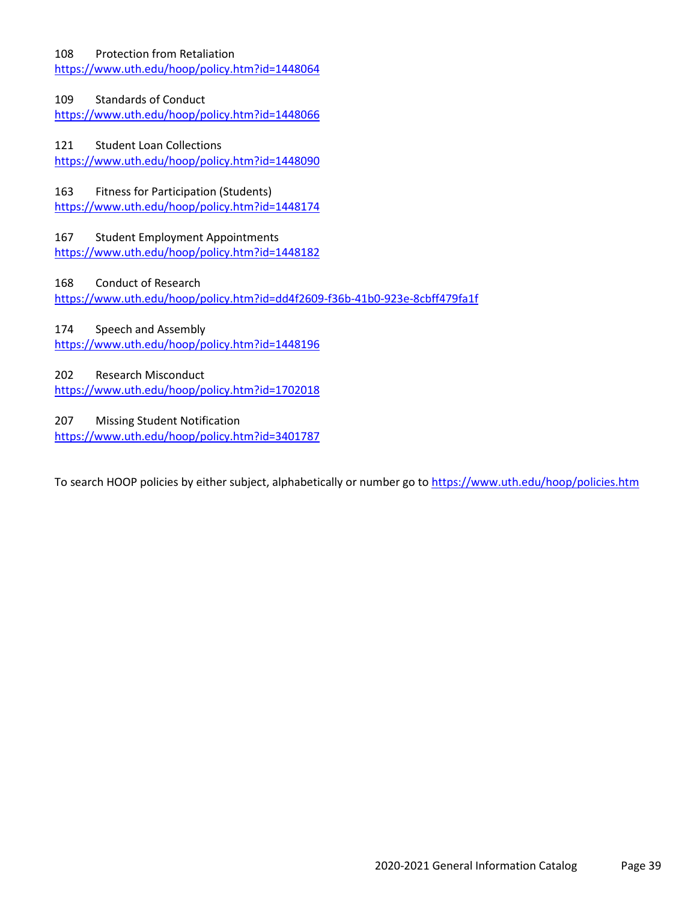108 Protection from Retaliation
https://www.uth.edu/hoop/policy.htm?id=1448064

109 Standards of Conduct
https://www.uth.edu/hoop/policy.htm?id=1448066

121 Student Loan Collections
https://www.uth.edu/hoop/policy.htm?id=1448090

163 Fitness for Participation (Students)
https://www.uth.edu/hoop/policy.htm?id=1448174

167 Student Employment Appointments
https://www.uth.edu/hoop/policy.htm?id=1448182

168 Conduct of Research
https://www.uth.edu/hoop/policy.htm?id=dd4f2609-f36b-41b0-923e-8cbff479fa1f

174 Speech and Assembly
https://www.uth.edu/hoop/policy.htm?id=1448196

202 Research Misconduct
https://www.uth.edu/hoop/policy.htm?id=1702018

207 Missing Student Notification
https://www.uth.edu/hoop/policy.htm?id=3401787

To search HOOP policies by either subject, alphabetically or number go to https://www.uth.edu/hoop/policies.htm